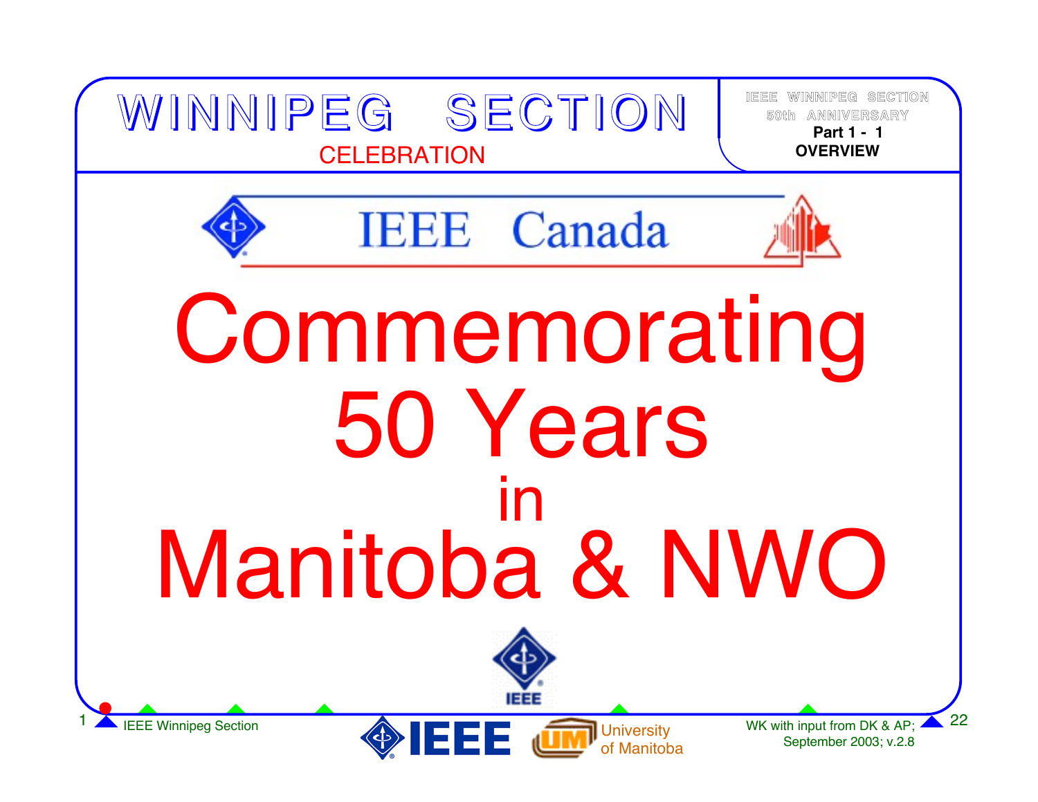# WINNIPEG SECTION

CELEBRATION

IEEE WINNIPEG SECTION
50th ANNIVERSARY
**Part 1 - 1**
**OVERVIEW**

IEEE Canada

# Commemorating 50 Years in Manitoba & NWO

IEEE

IEEE Winnipeg Section

IEEE University of Manitoba

WK with input from DK & AP; September 2003; v.2.8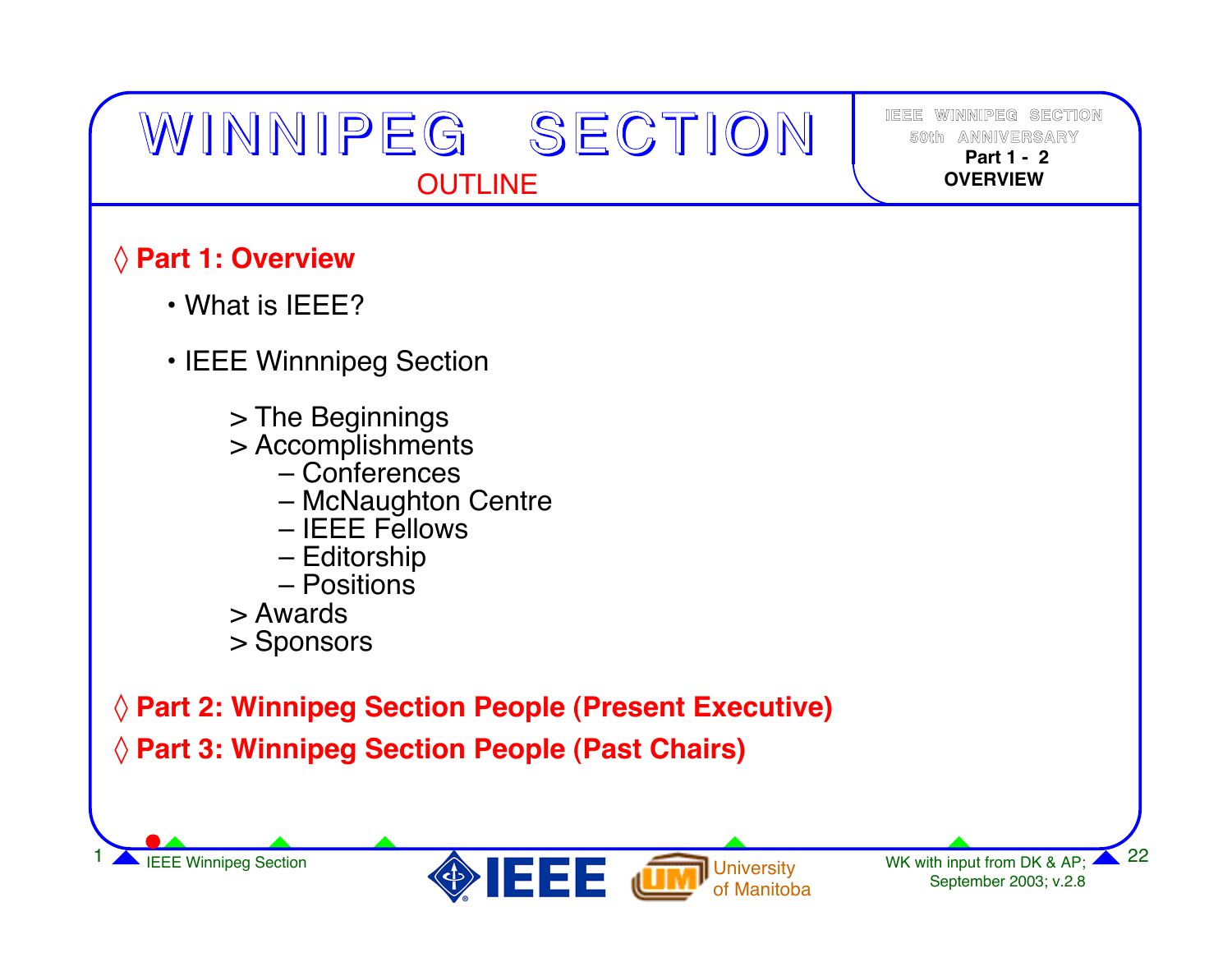# WINNIPEG SECTION

## OUTLINE

◊ **Part 1: Overview**

- What is IEEE?
- IEEE Winnnipeg Section

  > The Beginnings
  > Accomplishments
  – Conferences
  – McNaughton Centre
  – IEEE Fellows
  – Editorship
  – Positions
  > Awards
  > Sponsors

◊ **Part 2: Winnipeg Section People (Present Executive)**

◊ **Part 3: Winnipeg Section People (Past Chairs)**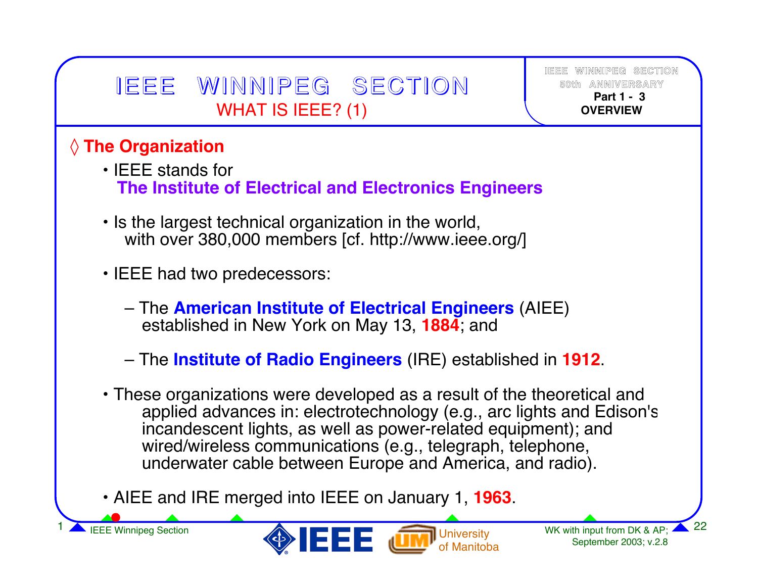# IEEE WINNIPEG SECTION

## WHAT IS IEEE? (1)

### ◊ The Organization

- IEEE stands for
  **The Institute of Electrical and Electronics Engineers**
- Is the largest technical organization in the world, with over 380,000 members [cf. http://www.ieee.org/]
- IEEE had two predecessors:
  - The **American Institute of Electrical Engineers** (AIEE) established in New York on May 13, **1884**; and
  - The **Institute of Radio Engineers** (IRE) established in **1912**.
- These organizations were developed as a result of the theoretical and applied advances in: electrotechnology (e.g., arc lights and Edison's incandescent lights, as well as power-related equipment); and wired/wireless communications (e.g., telegraph, telephone, underwater cable between Europe and America, and radio).
- AIEE and IRE merged into IEEE on January 1, **1963**.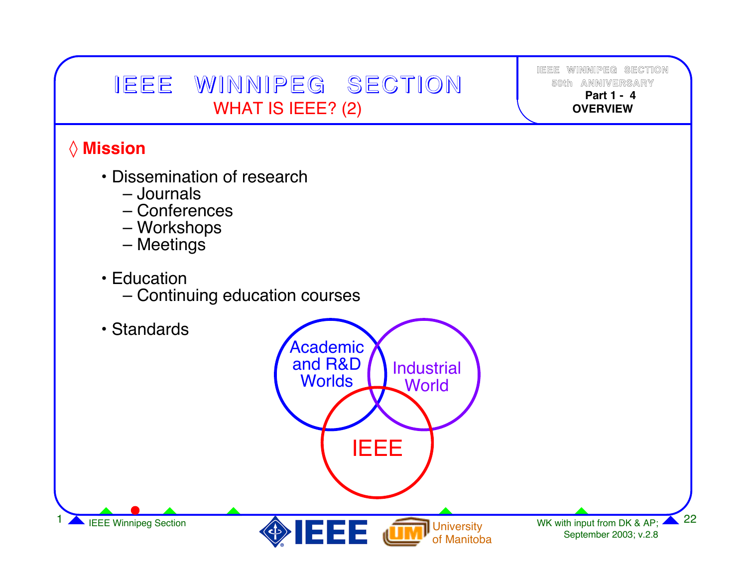# IEEE WINNIPEG SECTION

## WHAT IS IEEE? (2)

### ◊ Mission

- Dissemination of research
  - Journals
  - Conferences
  - Workshops
  - Meetings
- Education
  - Continuing education courses
- Standards

Academic and R&D Worlds

Industrial World

IEEE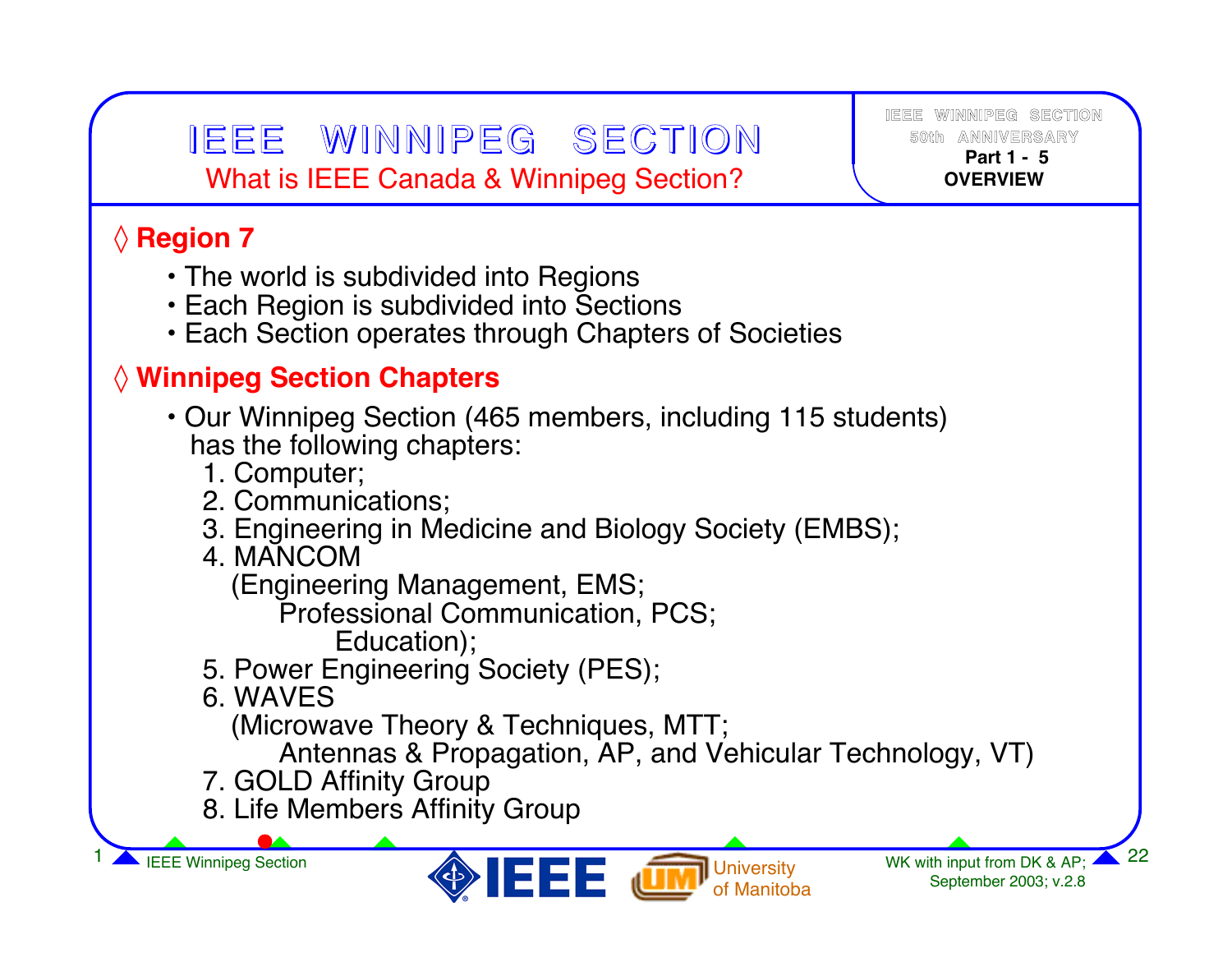# IEEE WINNIPEG SECTION

## What is IEEE Canada & Winnipeg Section?

### ◊ Region 7

- The world is subdivided into Regions
- Each Region is subdivided into Sections
- Each Section operates through Chapters of Societies

### ◊ Winnipeg Section Chapters

- Our Winnipeg Section (465 members, including 115 students) has the following chapters:
  1. Computer;
  2. Communications;
  3. Engineering in Medicine and Biology Society (EMBS);
  4. MANCOM
     (Engineering Management, EMS;
     Professional Communication, PCS;
     Education);
  5. Power Engineering Society (PES);
  6. WAVES
     (Microwave Theory & Techniques, MTT;
     Antennas & Propagation, AP, and Vehicular Technology, VT)
  7. GOLD Affinity Group
  8. Life Members Affinity Group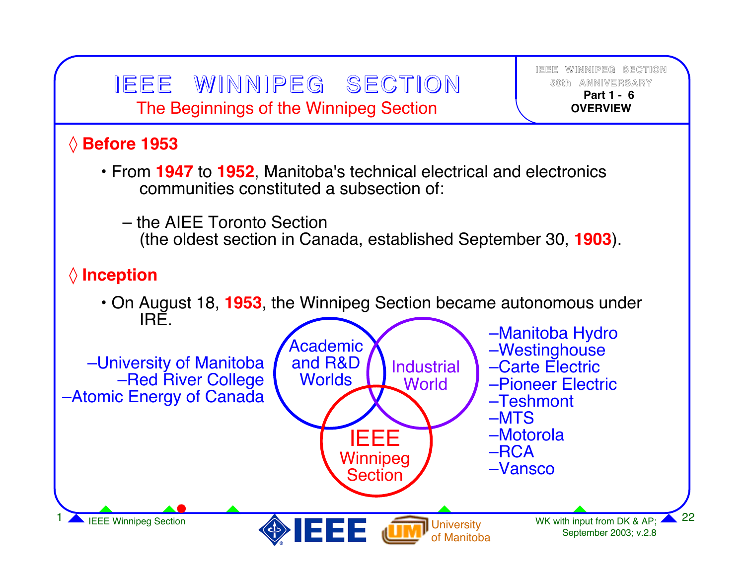# IEEE WINNIPEG SECTION

## The Beginnings of the Winnipeg Section

### ◊ Before 1953

- From **1947** to **1952**, Manitoba's technical electrical and electronics communities constituted a subsection of:
  - the AIEE Toronto Section (the oldest section in Canada, established September 30, **1903**).

### ◊ Inception

- On August 18, **1953**, the Winnipeg Section became autonomous under IRE.

Academic and R&D Worlds:

- University of Manitoba
- Red River College
- Atomic Energy of Canada

Industrial World:

- Manitoba Hydro
- Westinghouse
- Carte Electric
- Pioneer Electric
- Teshmont
- MTS
- Motorola
- RCA
- Vansco

IEEE Winnipeg Section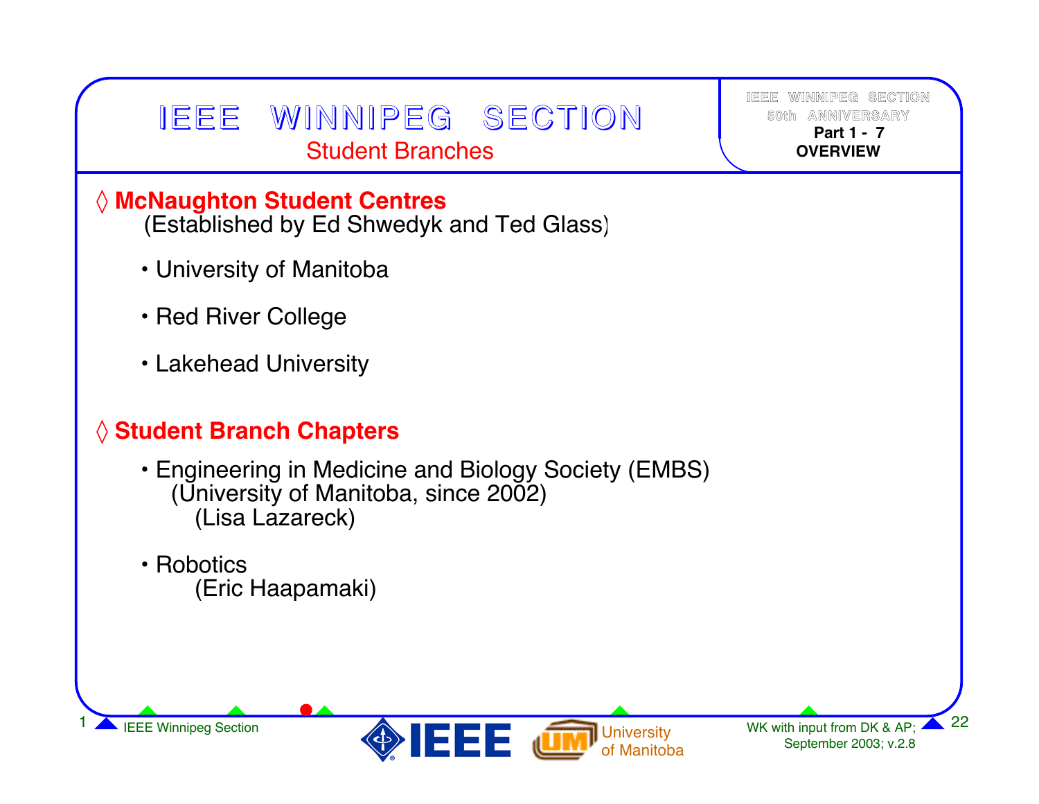# IEEE WINNIPEG SECTION

## Student Branches

◊ **McNaughton Student Centres**
(Established by Ed Shwedyk and Ted Glass)

- University of Manitoba
- Red River College
- Lakehead University

◊ **Student Branch Chapters**

- Engineering in Medicine and Biology Society (EMBS)
  (University of Manitoba, since 2002)
  (Lisa Lazareck)
- Robotics
  (Eric Haapamaki)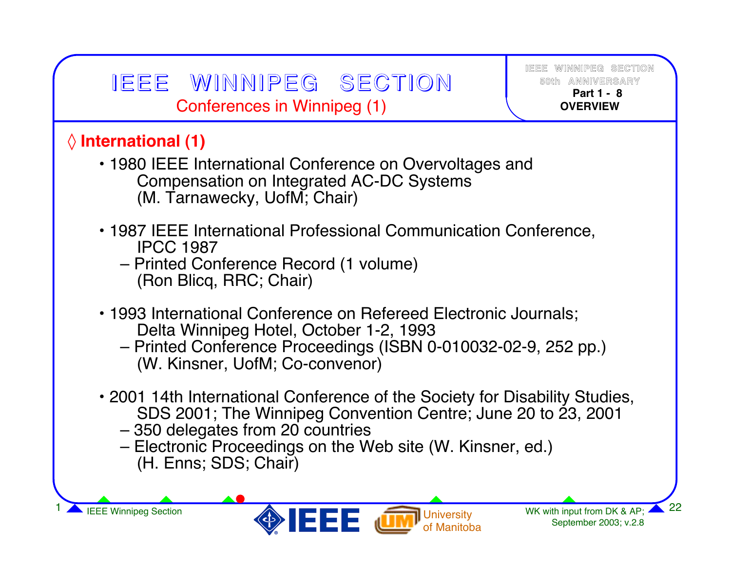# IEEE WINNIPEG SECTION

## Conferences in Winnipeg (1)

### ◊ International (1)

- 1980 IEEE International Conference on Overvoltages and Compensation on Integrated AC-DC Systems
  (M. Tarnawecky, UofM; Chair)

- 1987 IEEE International Professional Communication Conference, IPCC 1987
  - Printed Conference Record (1 volume)
    (Ron Blicq, RRC; Chair)

- 1993 International Conference on Refereed Electronic Journals; Delta Winnipeg Hotel, October 1-2, 1993
  - Printed Conference Proceedings (ISBN 0-010032-02-9, 252 pp.)
    (W. Kinsner, UofM; Co-convenor)

- 2001 14th International Conference of the Society for Disability Studies, SDS 2001; The Winnipeg Convention Centre; June 20 to 23, 2001
  - 350 delegates from 20 countries
  - Electronic Proceedings on the Web site (W. Kinsner, ed.)
    (H. Enns; SDS; Chair)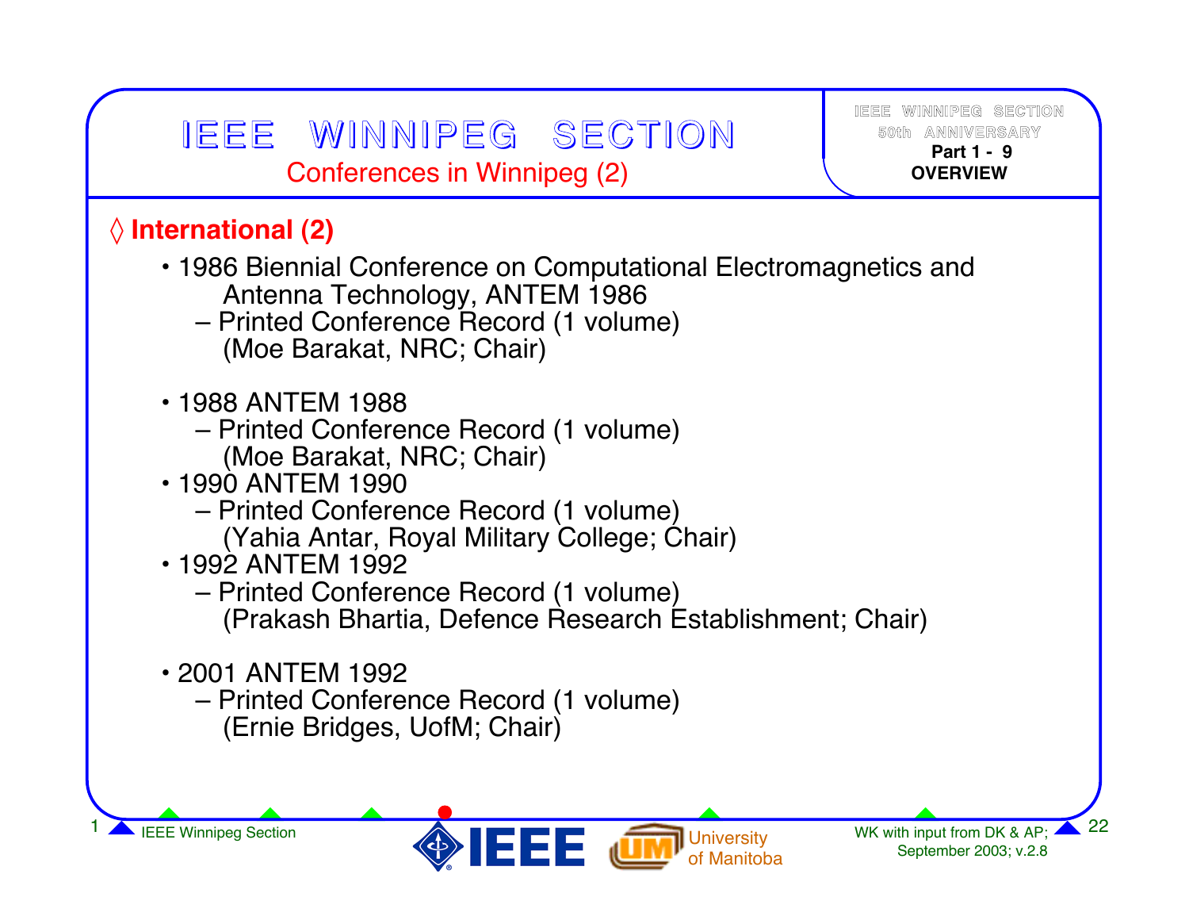# IEEE WINNIPEG SECTION

## Conferences in Winnipeg (2)

### ◊ International (2)

- 1986 Biennial Conference on Computational Electromagnetics and Antenna Technology, ANTEM 1986
  - Printed Conference Record (1 volume) (Moe Barakat, NRC; Chair)
- 1988 ANTEM 1988
  - Printed Conference Record (1 volume) (Moe Barakat, NRC; Chair)
- 1990 ANTEM 1990
  - Printed Conference Record (1 volume) (Yahia Antar, Royal Military College; Chair)
- 1992 ANTEM 1992
  - Printed Conference Record (1 volume) (Prakash Bhartia, Defence Research Establishment; Chair)
- 2001 ANTEM 1992
  - Printed Conference Record (1 volume) (Ernie Bridges, UofM; Chair)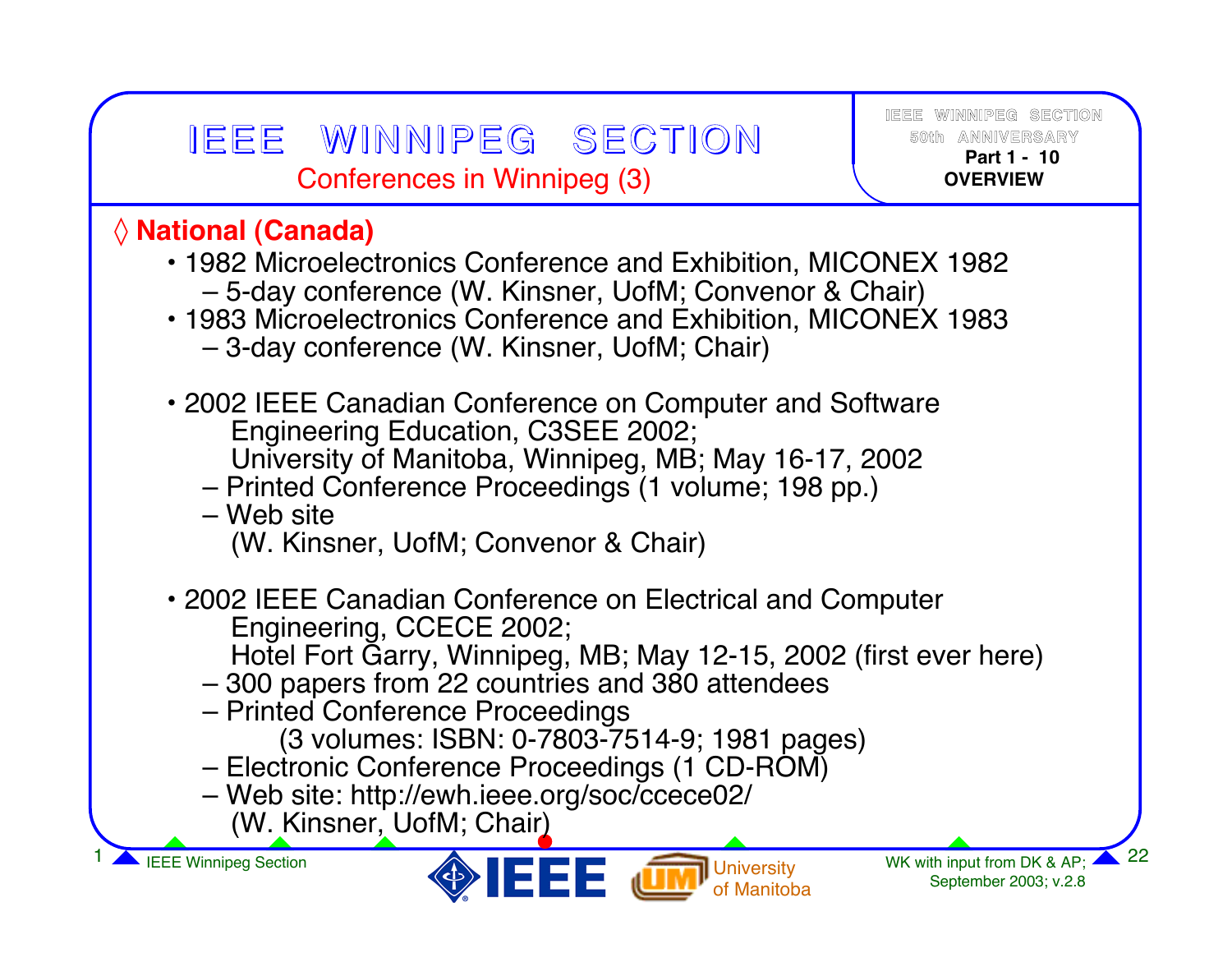# IEEE WINNIPEG SECTION

## Conferences in Winnipeg (3)

◊ **National (Canada)**

- 1982 Microelectronics Conference and Exhibition, MICONEX 1982
  - 5-day conference (W. Kinsner, UofM; Convenor & Chair)
- 1983 Microelectronics Conference and Exhibition, MICONEX 1983
  - 3-day conference (W. Kinsner, UofM; Chair)

- 2002 IEEE Canadian Conference on Computer and Software Engineering Education, C3SEE 2002; University of Manitoba, Winnipeg, MB; May 16-17, 2002
  - Printed Conference Proceedings (1 volume; 198 pp.)
  - Web site

    (W. Kinsner, UofM; Convenor & Chair)

- 2002 IEEE Canadian Conference on Electrical and Computer Engineering, CCECE 2002; Hotel Fort Garry, Winnipeg, MB; May 12-15, 2002 (first ever here)
  - 300 papers from 22 countries and 380 attendees
  - Printed Conference Proceedings

    (3 volumes: ISBN: 0-7803-7514-9; 1981 pages)
  - Electronic Conference Proceedings (1 CD-ROM)
  - Web site: http://ewh.ieee.org/soc/ccece02/

    (W. Kinsner, UofM; Chair)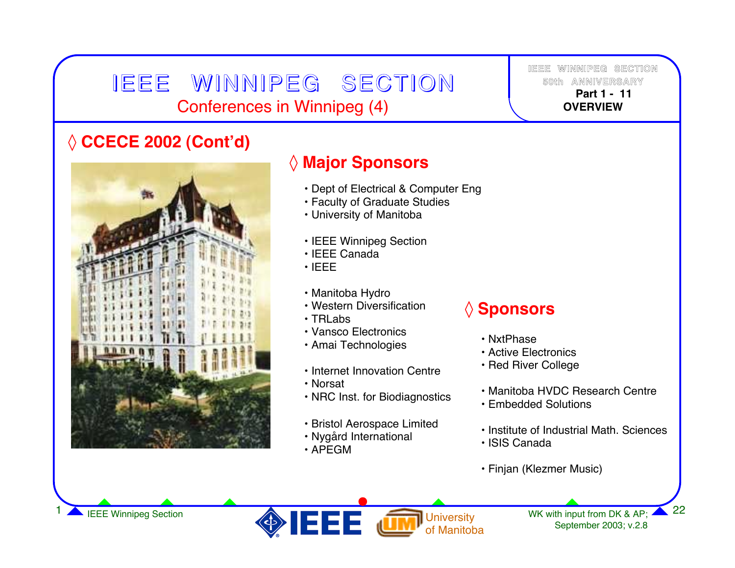# IEEE WINNIPEG SECTION

## Conferences in Winnipeg (4)

IEEE WINNIPEG SECTION 50th ANNIVERSARY
**Part 1 - 11**
**OVERVIEW**

## ◊ CCECE 2002 (Cont'd)

### ◊ Major Sponsors

- Dept of Electrical & Computer Eng
- Faculty of Graduate Studies
- University of Manitoba

- IEEE Winnipeg Section
- IEEE Canada
- IEEE

- Manitoba Hydro
- Western Diversification
- TRLabs
- Vansco Electronics
- Amai Technologies

- Internet Innovation Centre
- Norsat
- NRC Inst. for Biodiagnostics

- Bristol Aerospace Limited
- Nygård International
- APEGM

### ◊ Sponsors

- NxtPhase
- Active Electronics
- Red River College

- Manitoba HVDC Research Centre
- Embedded Solutions

- Institute of Industrial Math. Sciences
- ISIS Canada

- Finjan (Klezmer Music)

WK with input from DK & AP; September 2003; v.2.8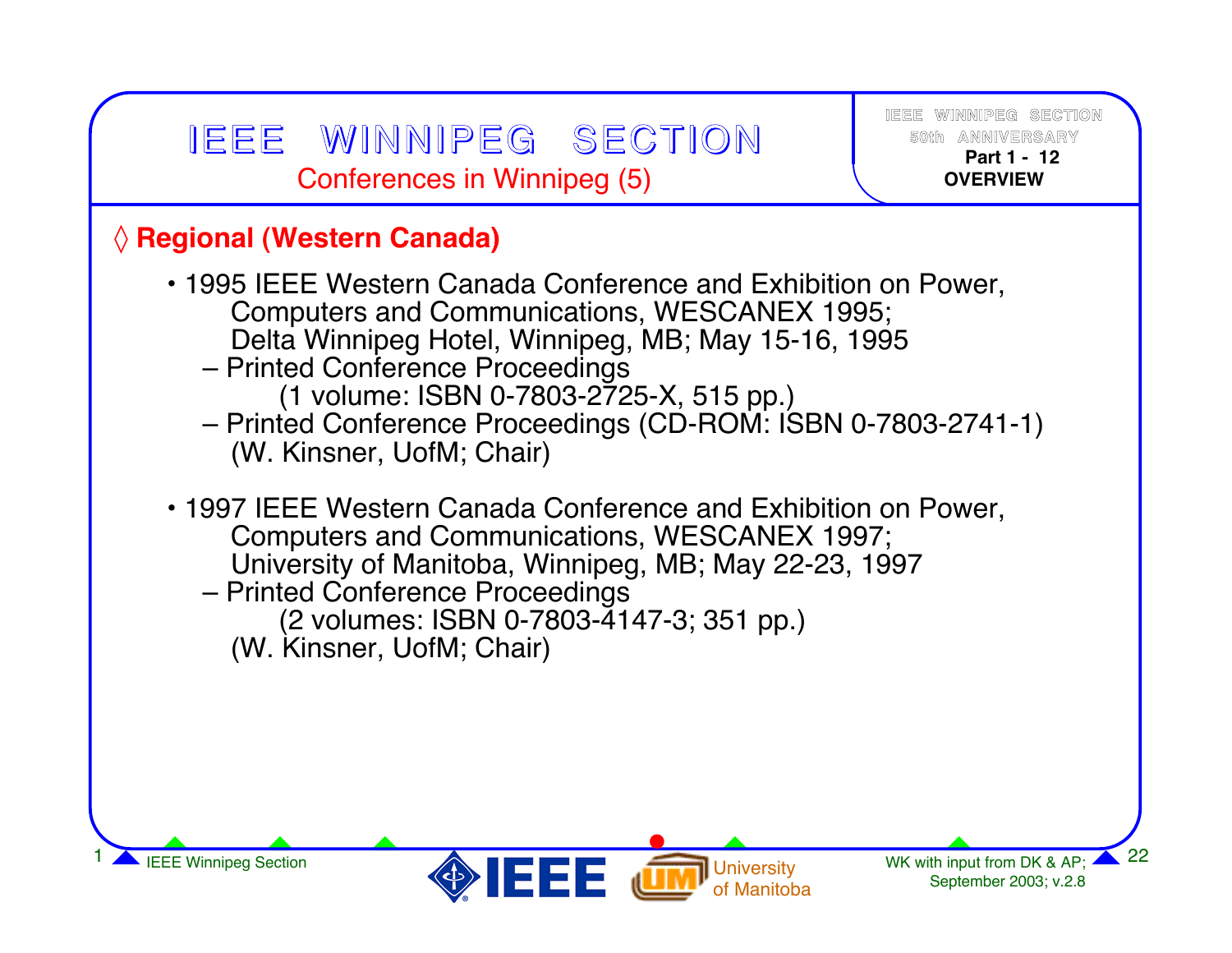# IEEE WINNIPEG SECTION

## Conferences in Winnipeg (5)

### ◊ Regional (Western Canada)

- 1995 IEEE Western Canada Conference and Exhibition on Power, Computers and Communications, WESCANEX 1995; Delta Winnipeg Hotel, Winnipeg, MB; May 15-16, 1995
  - Printed Conference Proceedings (1 volume: ISBN 0-7803-2725-X, 515 pp.)
  - Printed Conference Proceedings (CD-ROM: ISBN 0-7803-2741-1) (W. Kinsner, UofM; Chair)

- 1997 IEEE Western Canada Conference and Exhibition on Power, Computers and Communications, WESCANEX 1997; University of Manitoba, Winnipeg, MB; May 22-23, 1997
  - Printed Conference Proceedings (2 volumes: ISBN 0-7803-4147-3; 351 pp.) (W. Kinsner, UofM; Chair)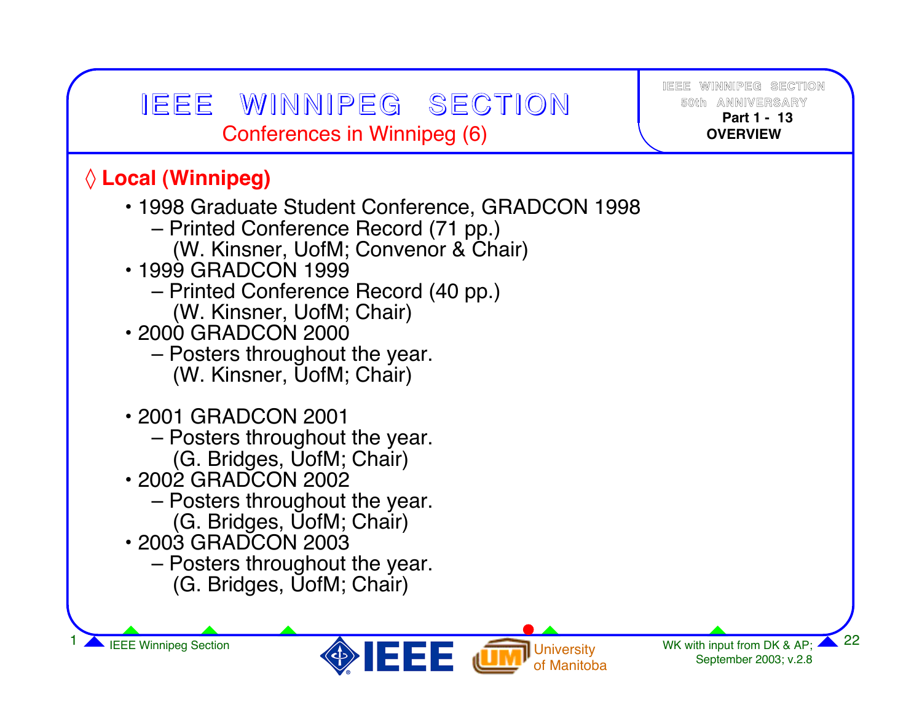# IEEE WINNIPEG SECTION

## Conferences in Winnipeg (6)

### ◊ Local (Winnipeg)

- 1998 Graduate Student Conference, GRADCON 1998
  - Printed Conference Record (71 pp.)
    (W. Kinsner, UofM; Convenor & Chair)
- 1999 GRADCON 1999
  - Printed Conference Record (40 pp.)
    (W. Kinsner, UofM; Chair)
- 2000 GRADCON 2000
  - Posters throughout the year.
    (W. Kinsner, UofM; Chair)
- 2001 GRADCON 2001
  - Posters throughout the year.
    (G. Bridges, UofM; Chair)
- 2002 GRADCON 2002
  - Posters throughout the year.
    (G. Bridges, UofM; Chair)
- 2003 GRADCON 2003
  - Posters throughout the year.
    (G. Bridges, UofM; Chair)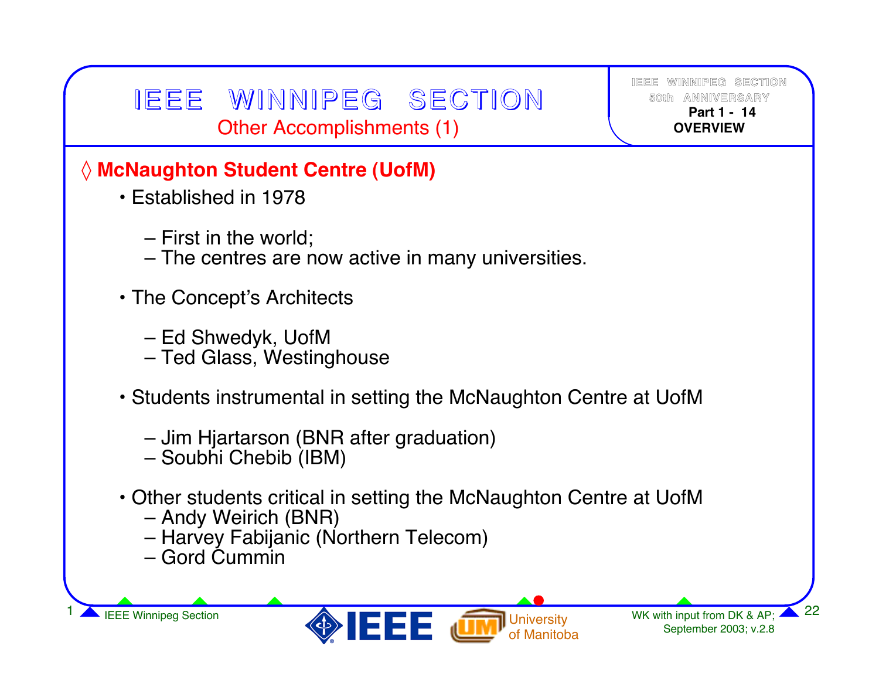# IEEE WINNIPEG SECTION

## Other Accomplishments (1)

### ◊ McNaughton Student Centre (UofM)

- Established in 1978
  - First in the world;
  - The centres are now active in many universities.
- The Concept's Architects
  - Ed Shwedyk, UofM
  - Ted Glass, Westinghouse
- Students instrumental in setting the McNaughton Centre at UofM
  - Jim Hjartarson (BNR after graduation)
  - Soubhi Chebib (IBM)
- Other students critical in setting the McNaughton Centre at UofM
  - Andy Weirich (BNR)
  - Harvey Fabijanic (Northern Telecom)
  - Gord Cummin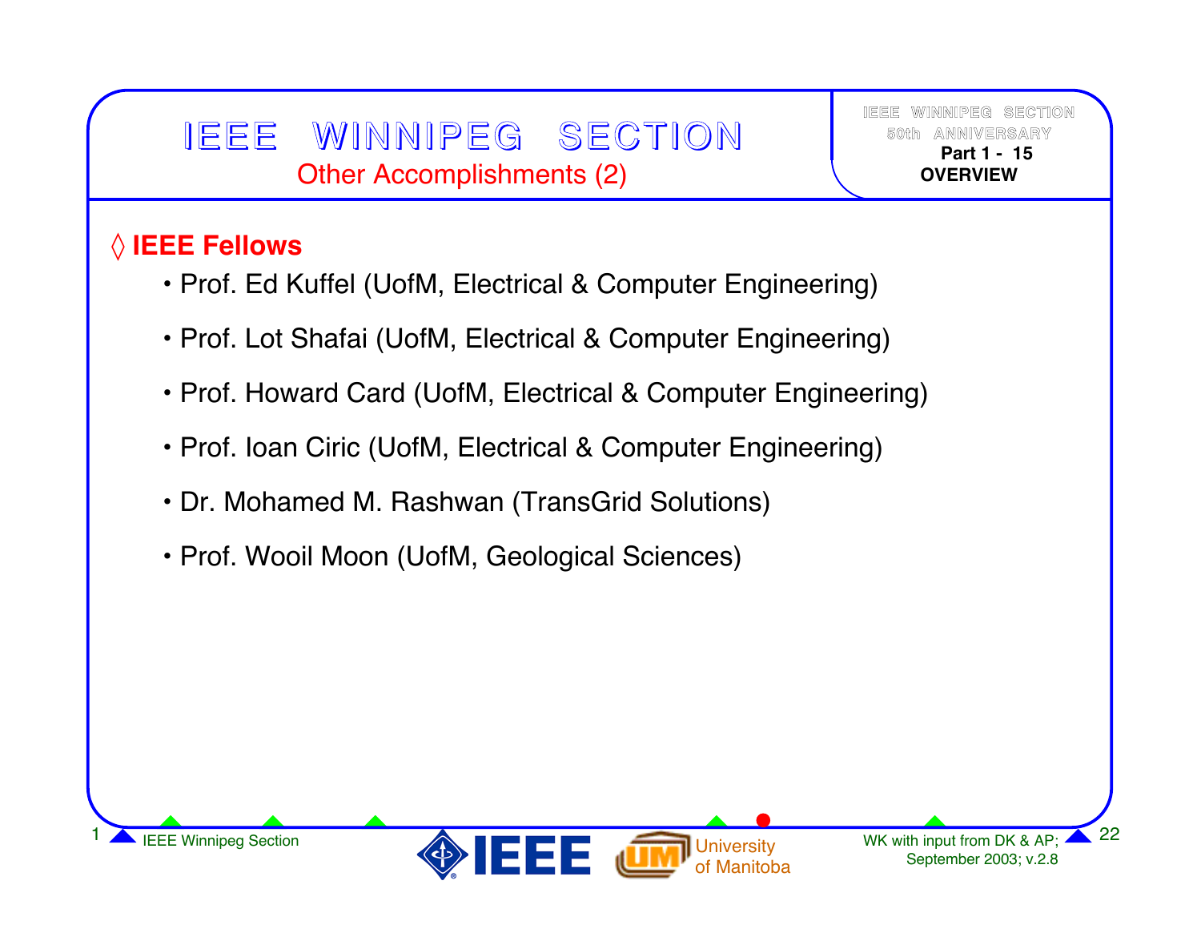# IEEE WINNIPEG SECTION

## Other Accomplishments (2)

### ◊ IEEE Fellows

- Prof. Ed Kuffel (UofM, Electrical & Computer Engineering)
- Prof. Lot Shafai (UofM, Electrical & Computer Engineering)
- Prof. Howard Card (UofM, Electrical & Computer Engineering)
- Prof. Ioan Ciric (UofM, Electrical & Computer Engineering)
- Dr. Mohamed M. Rashwan (TransGrid Solutions)
- Prof. Wooil Moon (UofM, Geological Sciences)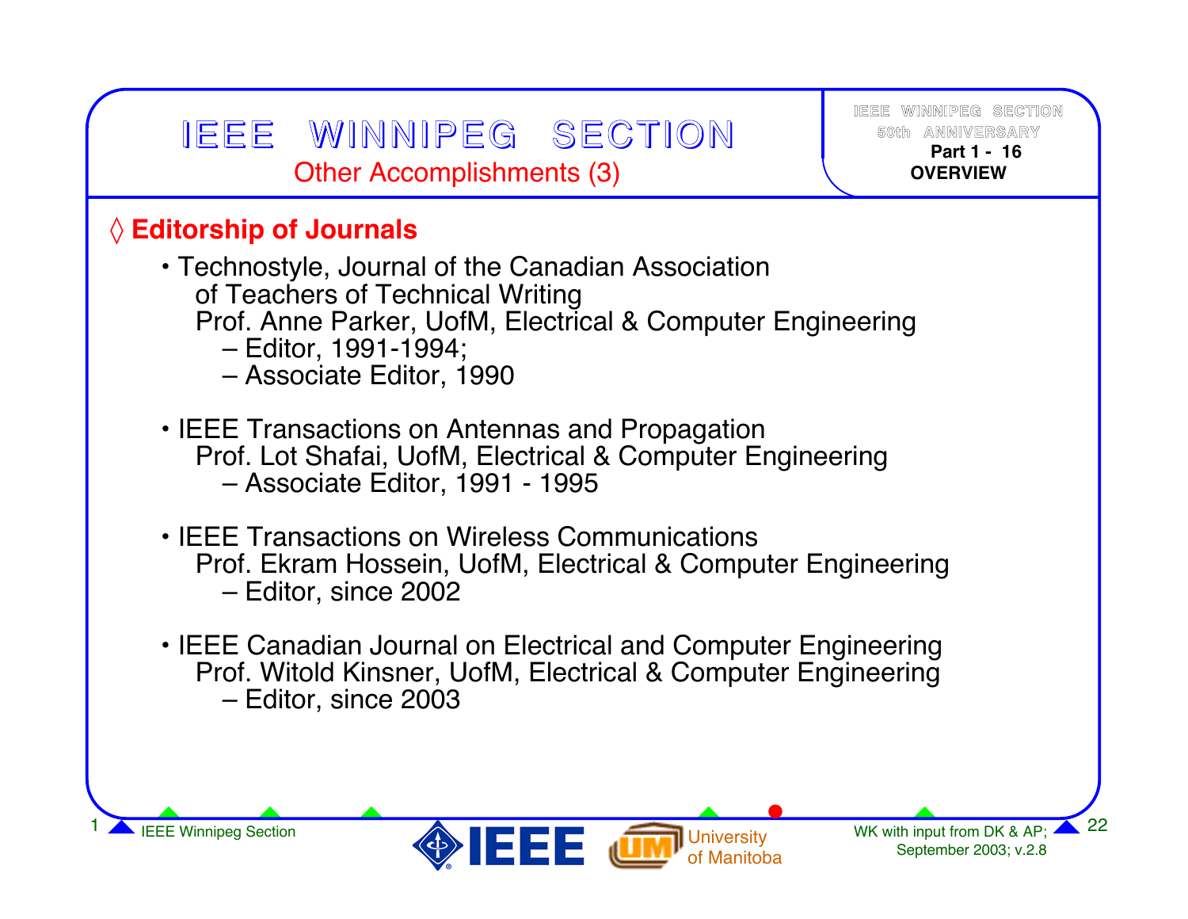# IEEE WINNIPEG SECTION

## Other Accomplishments (3)

### ◊ Editorship of Journals

- Technostyle, Journal of the Canadian Association of Teachers of Technical Writing
  Prof. Anne Parker, UofM, Electrical & Computer Engineering
  - Editor, 1991-1994;
  - Associate Editor, 1990

- IEEE Transactions on Antennas and Propagation
  Prof. Lot Shafai, UofM, Electrical & Computer Engineering
  - Associate Editor, 1991 - 1995

- IEEE Transactions on Wireless Communications
  Prof. Ekram Hossein, UofM, Electrical & Computer Engineering
  - Editor, since 2002

- IEEE Canadian Journal on Electrical and Computer Engineering
  Prof. Witold Kinsner, UofM, Electrical & Computer Engineering
  - Editor, since 2003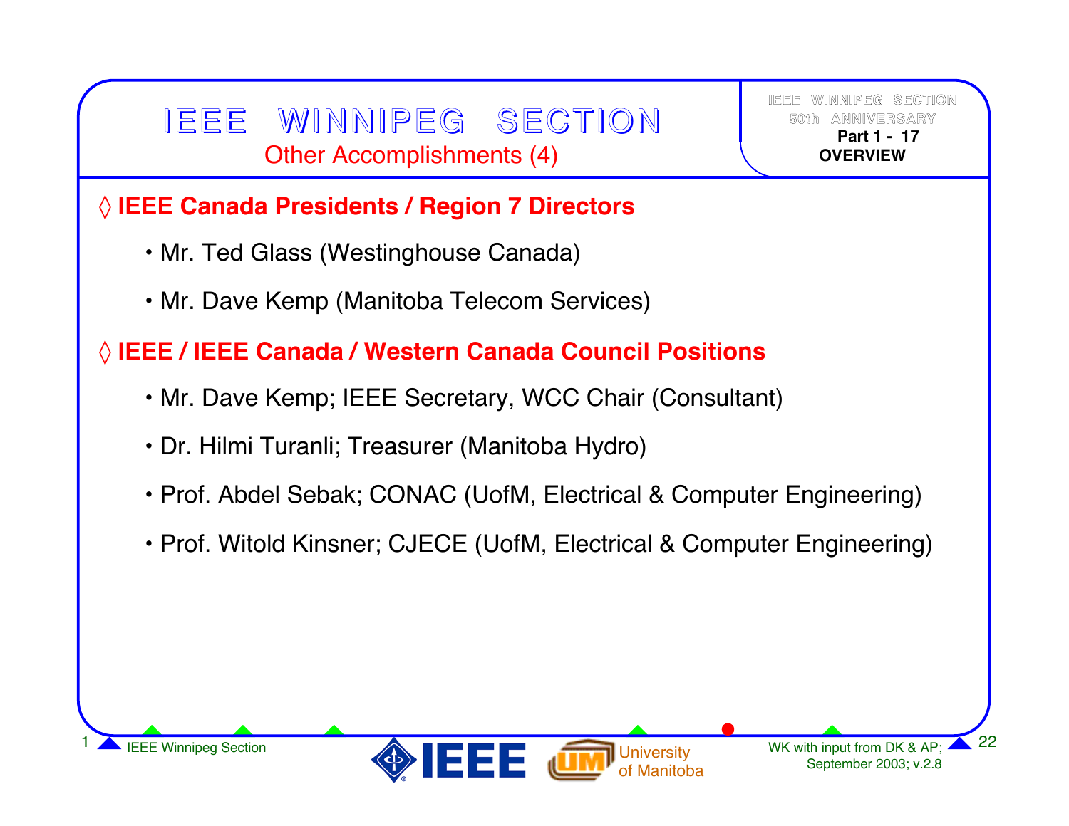# IEEE WINNIPEG SECTION

## Other Accomplishments (4)

### ◊ IEEE Canada Presidents / Region 7 Directors

- Mr. Ted Glass (Westinghouse Canada)
- Mr. Dave Kemp (Manitoba Telecom Services)

### ◊ IEEE / IEEE Canada / Western Canada Council Positions

- Mr. Dave Kemp; IEEE Secretary, WCC Chair (Consultant)
- Dr. Hilmi Turanli; Treasurer (Manitoba Hydro)
- Prof. Abdel Sebak; CONAC (UofM, Electrical & Computer Engineering)
- Prof. Witold Kinsner; CJECE (UofM, Electrical & Computer Engineering)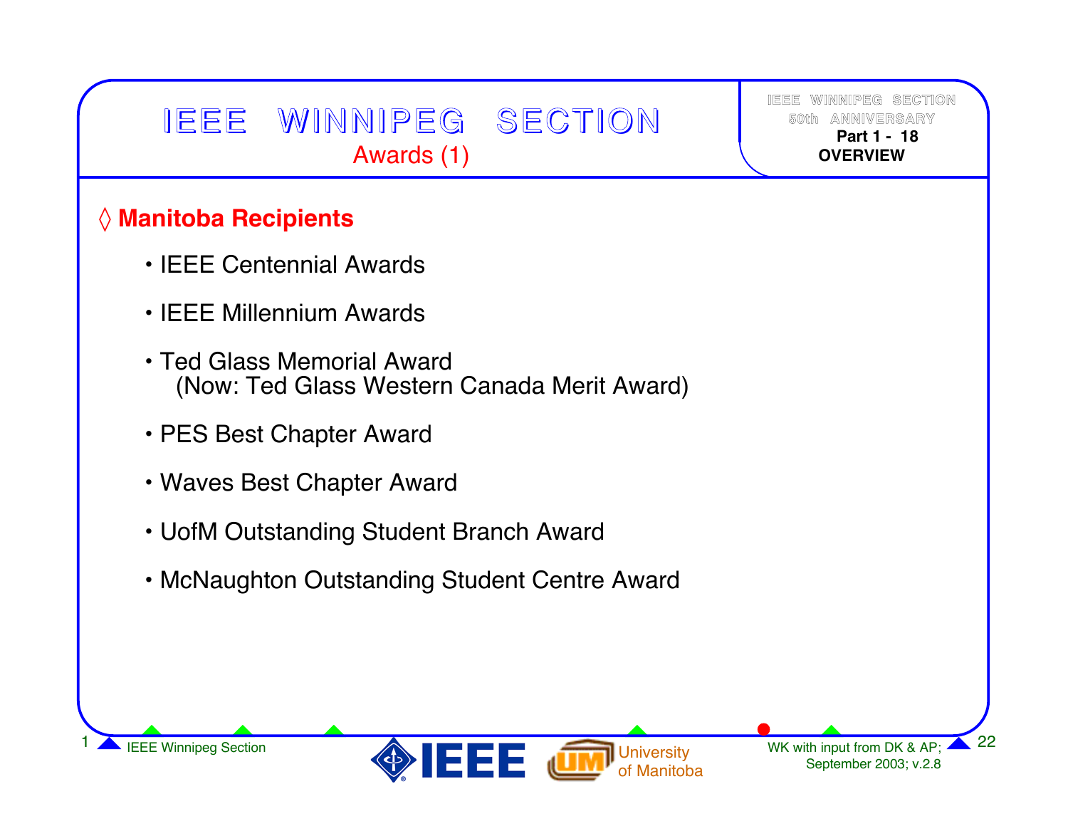# IEEE WINNIPEG SECTION

## Awards (1)

## ◊ Manitoba Recipients

- IEEE Centennial Awards
- IEEE Millennium Awards
- Ted Glass Memorial Award
  (Now: Ted Glass Western Canada Merit Award)
- PES Best Chapter Award
- Waves Best Chapter Award
- UofM Outstanding Student Branch Award
- McNaughton Outstanding Student Centre Award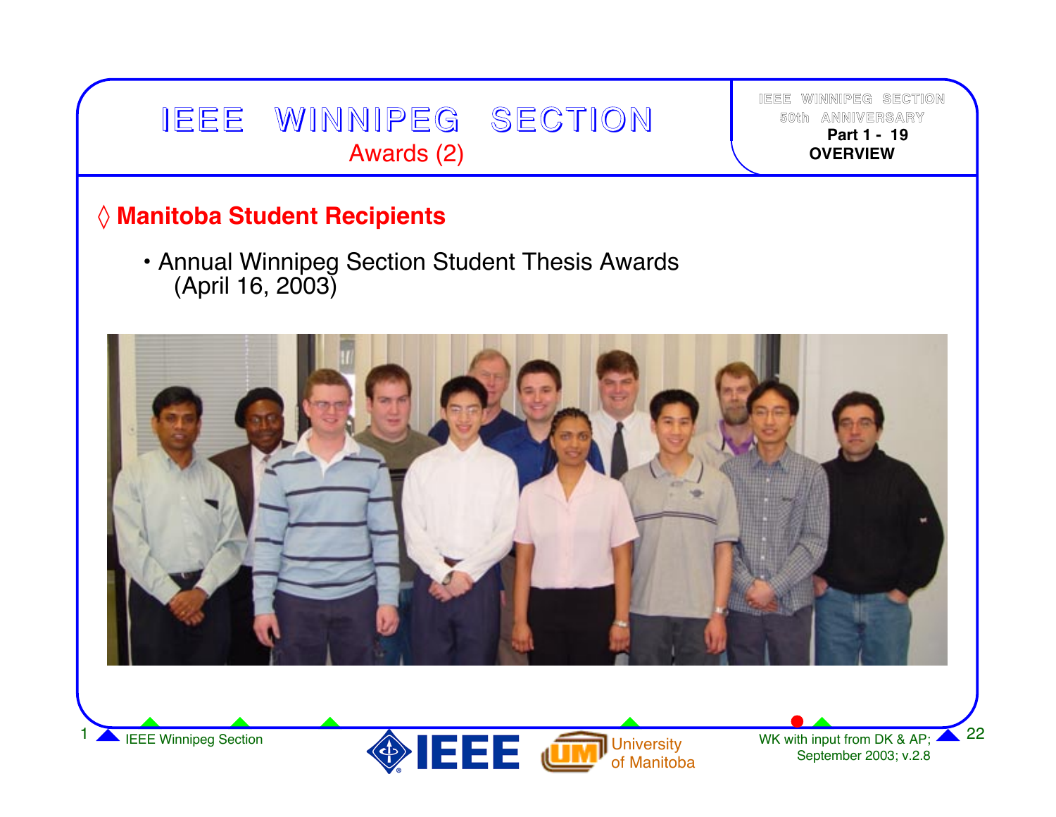# IEEE WINNIPEG SECTION

## Awards (2)

### ◊ Manitoba Student Recipients

- Annual Winnipeg Section Student Thesis Awards (April 16, 2003)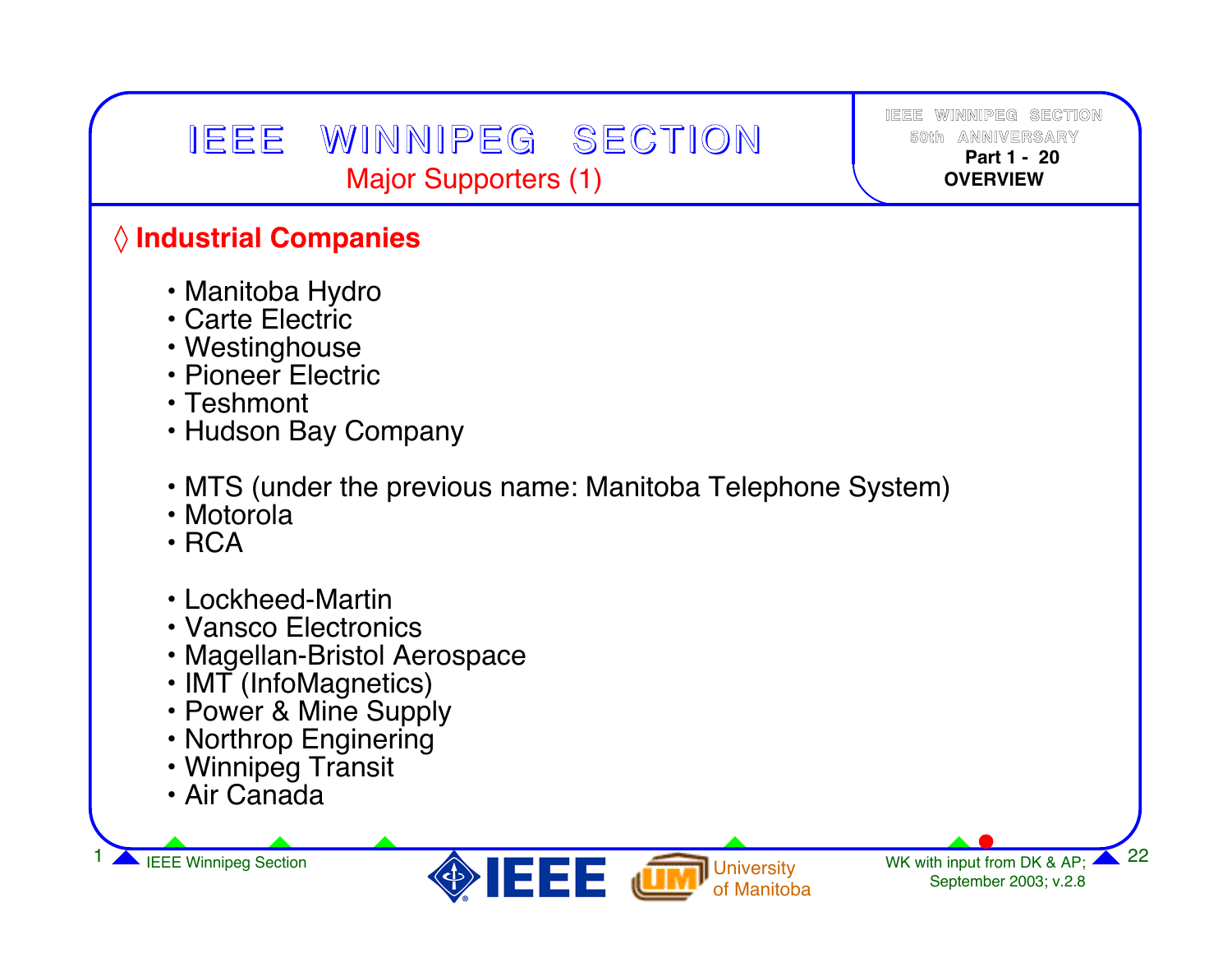# IEEE WINNIPEG SECTION

## Major Supporters (1)

### ◊ Industrial Companies

- Manitoba Hydro
- Carte Electric
- Westinghouse
- Pioneer Electric
- Teshmont
- Hudson Bay Company

- MTS (under the previous name: Manitoba Telephone System)
- Motorola
- RCA

- Lockheed-Martin
- Vansco Electronics
- Magellan-Bristol Aerospace
- IMT (InfoMagnetics)
- Power & Mine Supply
- Northrop Enginering
- Winnipeg Transit
- Air Canada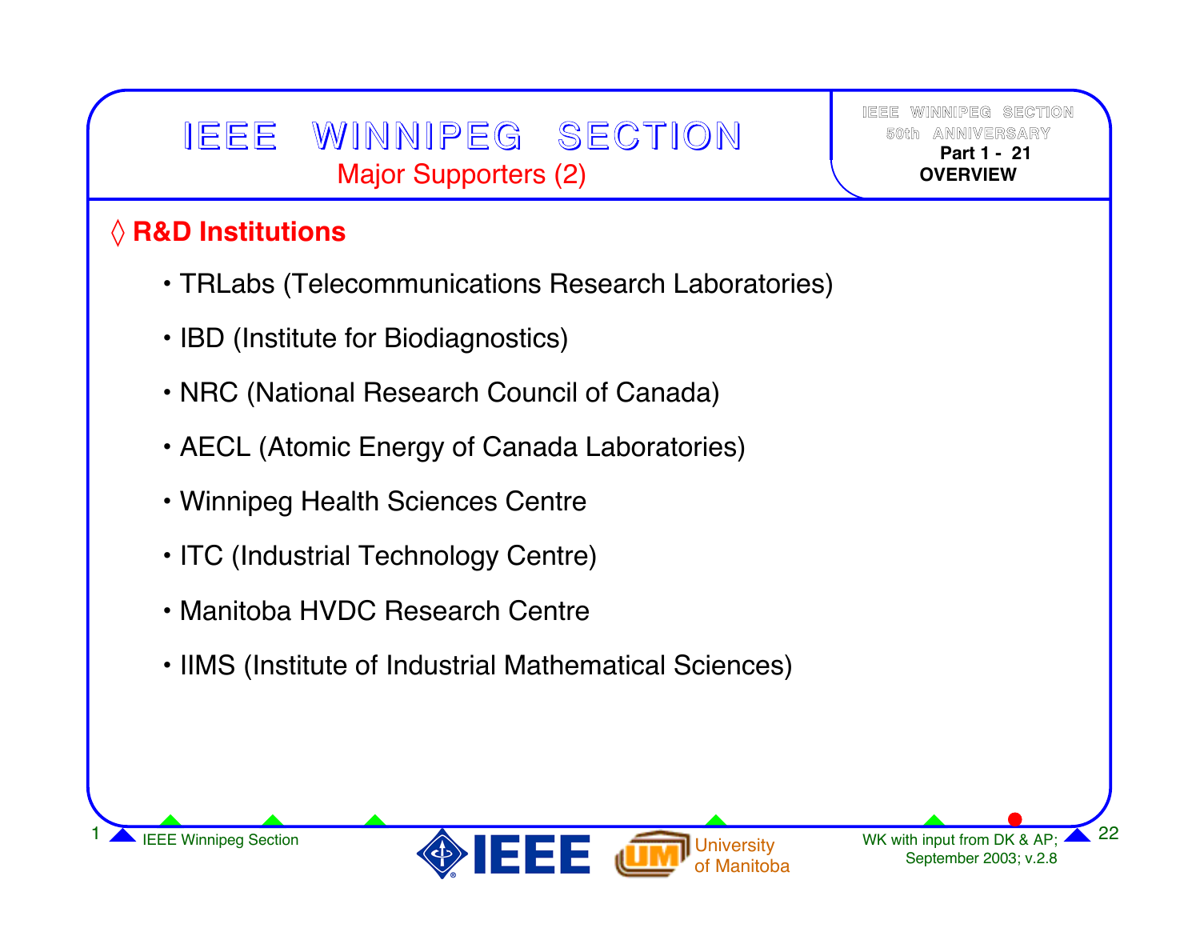# IEEE WINNIPEG SECTION

## Major Supporters (2)

### ◊ R&D Institutions

- TRLabs (Telecommunications Research Laboratories)
- IBD (Institute for Biodiagnostics)
- NRC (National Research Council of Canada)
- AECL (Atomic Energy of Canada Laboratories)
- Winnipeg Health Sciences Centre
- ITC (Industrial Technology Centre)
- Manitoba HVDC Research Centre
- IIMS (Institute of Industrial Mathematical Sciences)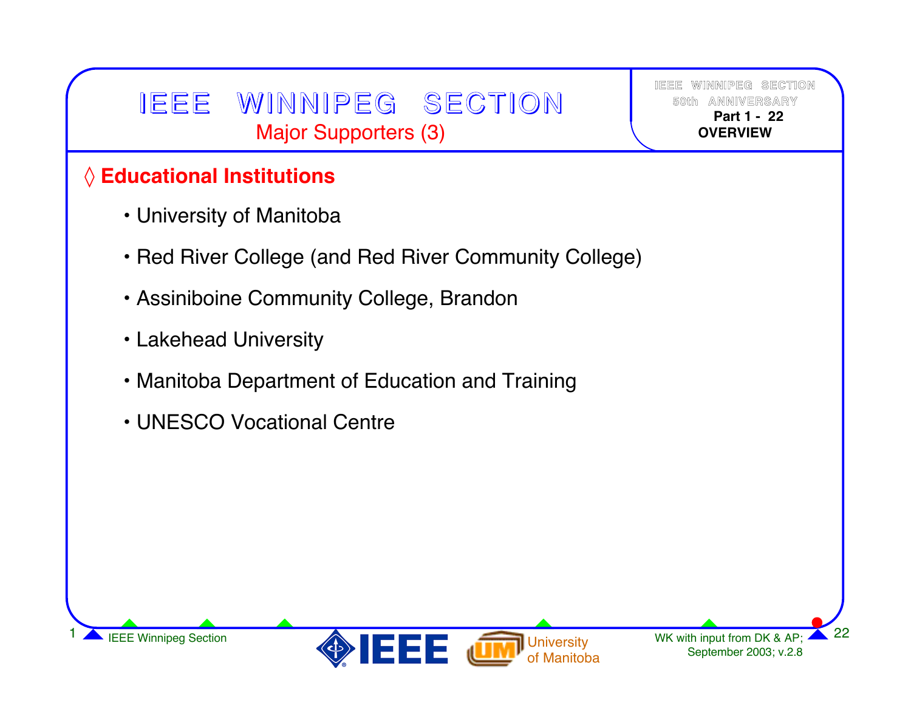# IEEE WINNIPEG SECTION

## Major Supporters (3)

### ◊ Educational Institutions

- University of Manitoba
- Red River College (and Red River Community College)
- Assiniboine Community College, Brandon
- Lakehead University
- Manitoba Department of Education and Training
- UNESCO Vocational Centre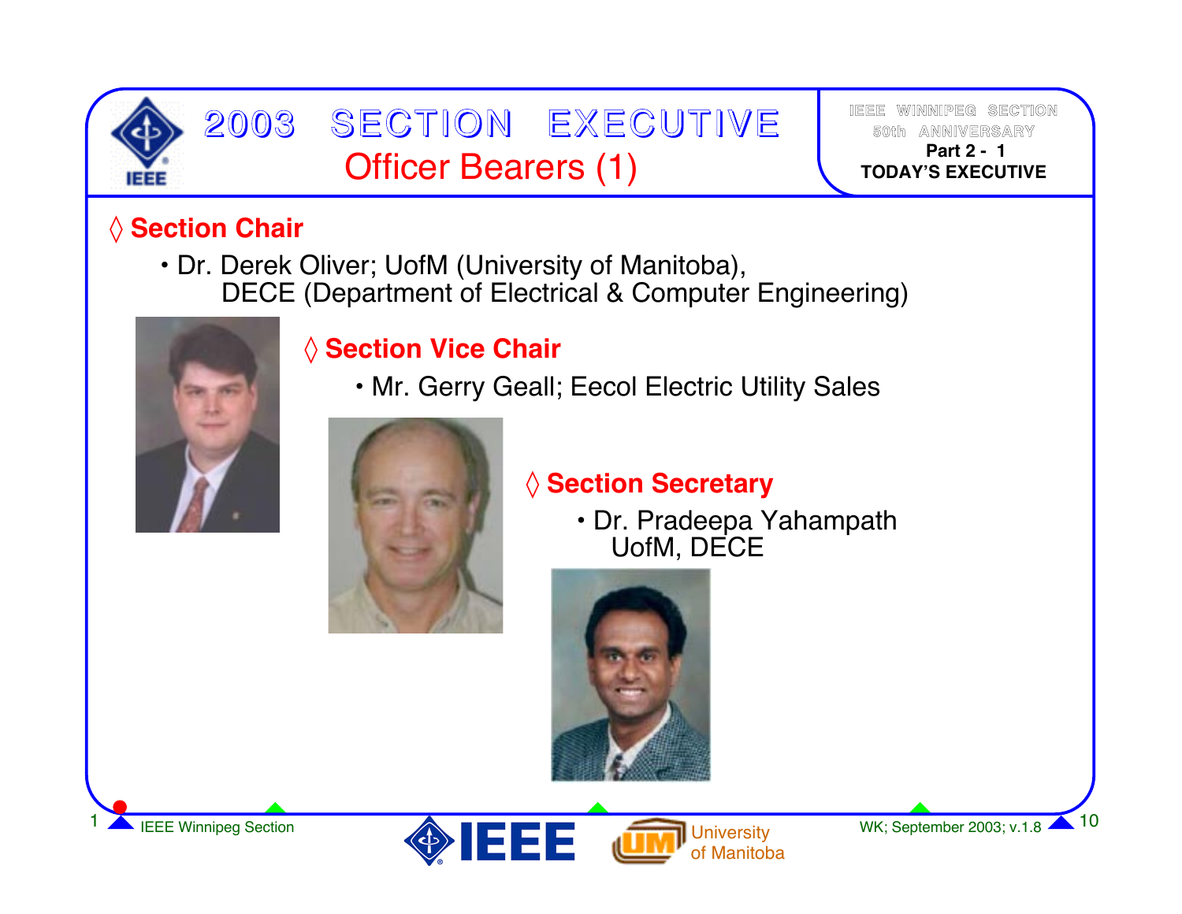# 2003 SECTION EXECUTIVE

## Officer Bearers (1)

IEEE WINNIPEG SECTION
50th ANNIVERSARY
**Part 2 - 1**
**TODAY'S EXECUTIVE**

### ◊ Section Chair

- Dr. Derek Oliver; UofM (University of Manitoba), DECE (Department of Electrical & Computer Engineering)

### ◊ Section Vice Chair

- Mr. Gerry Geall; Eecol Electric Utility Sales

### ◊ Section Secretary

- Dr. Pradeepa Yahampath UofM, DECE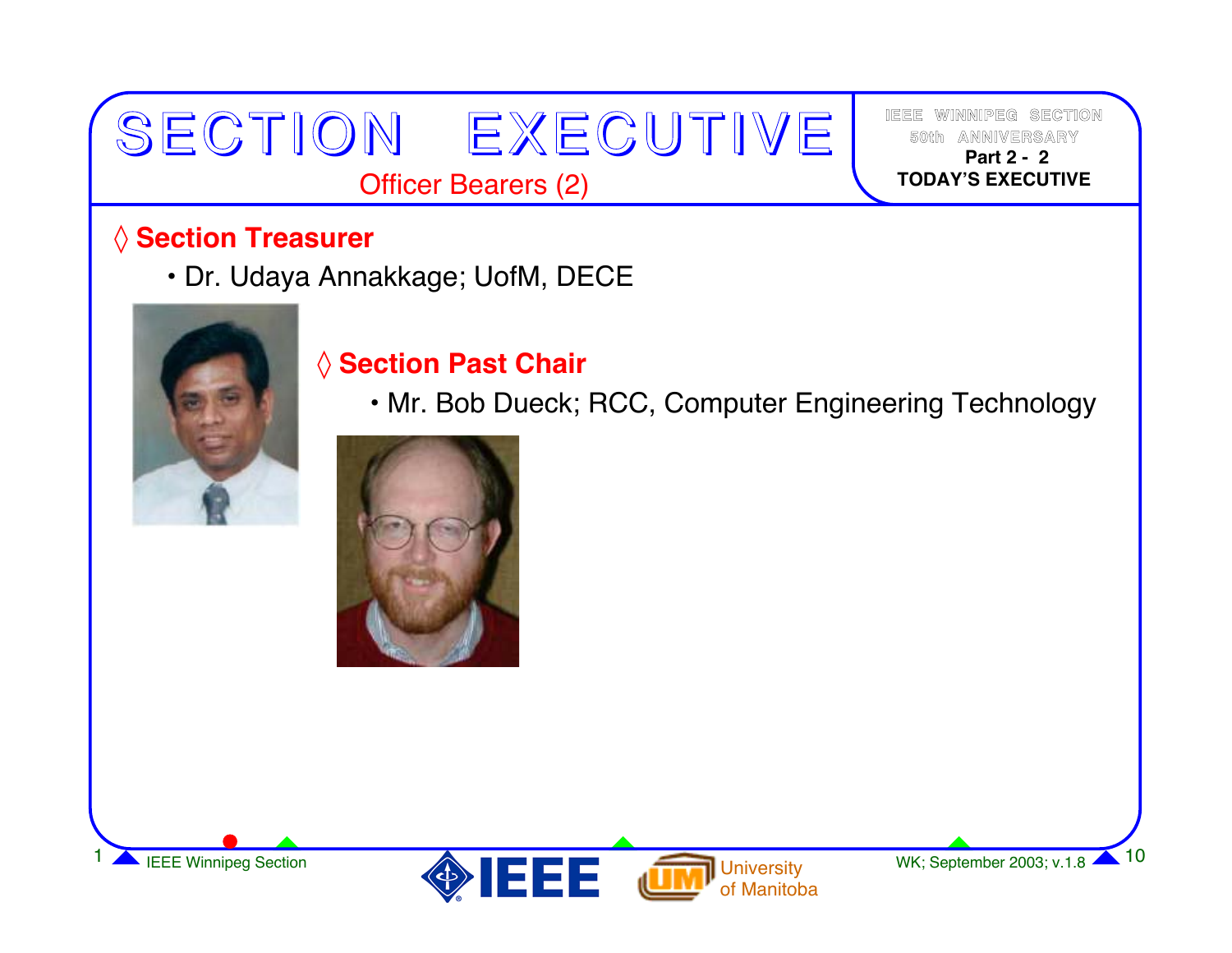# SECTION EXECUTIVE

## Officer Bearers (2)

◊ **Section Treasurer**

- Dr. Udaya Annakkage; UofM, DECE

◊ **Section Past Chair**

- Mr. Bob Dueck; RCC, Computer Engineering Technology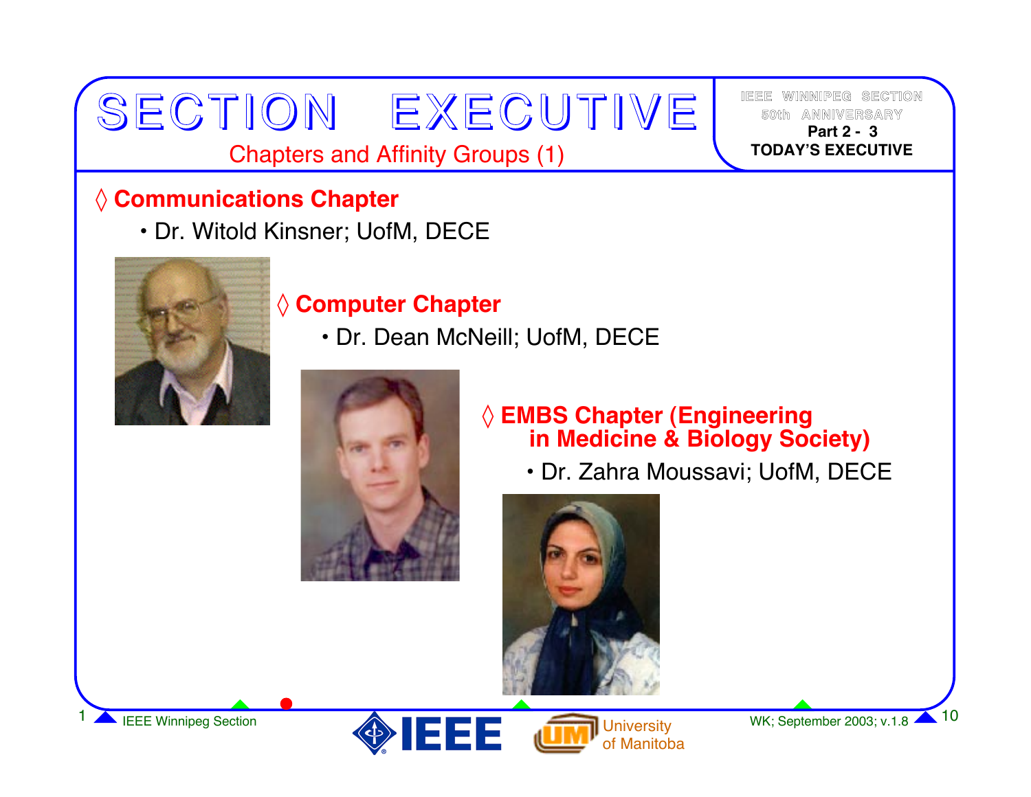# SECTION EXECUTIVE

## Chapters and Affinity Groups (1)

IEEE WINNIPEG SECTION
50th ANNIVERSARY
**Part 2 - 3**
**TODAY'S EXECUTIVE**

### ◊ Communications Chapter

- Dr. Witold Kinsner; UofM, DECE

### ◊ Computer Chapter

- Dr. Dean McNeill; UofM, DECE

### ◊ EMBS Chapter (Engineering in Medicine & Biology Society)

- Dr. Zahra Moussavi; UofM, DECE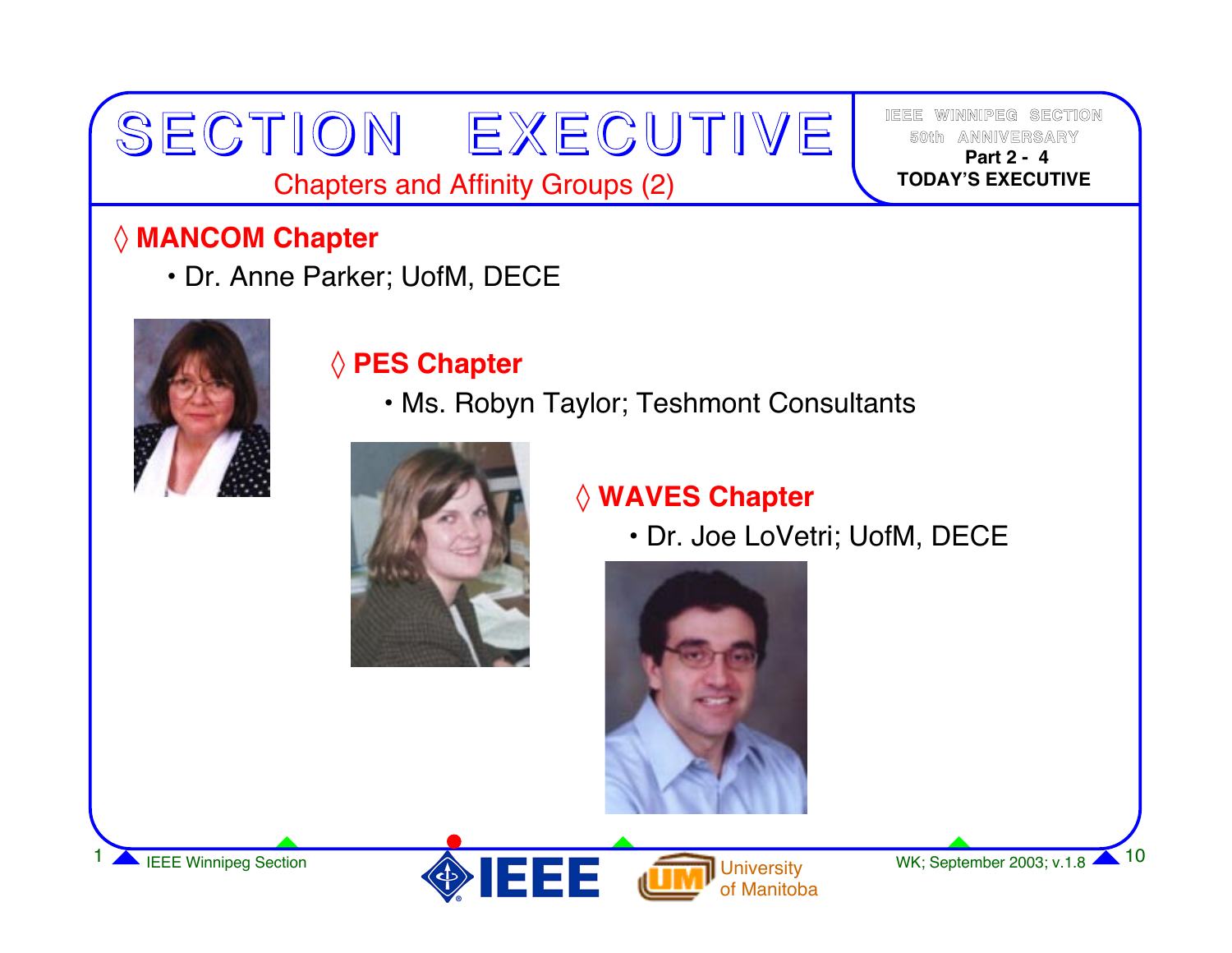# SECTION EXECUTIVE

## Chapters and Affinity Groups (2)

IEEE WINNIPEG SECTION
50th ANNIVERSARY
**Part 2 - 4**
**TODAY'S EXECUTIVE**

### ◊ MANCOM Chapter

- Dr. Anne Parker; UofM, DECE

### ◊ PES Chapter

- Ms. Robyn Taylor; Teshmont Consultants

### ◊ WAVES Chapter

- Dr. Joe LoVetri; UofM, DECE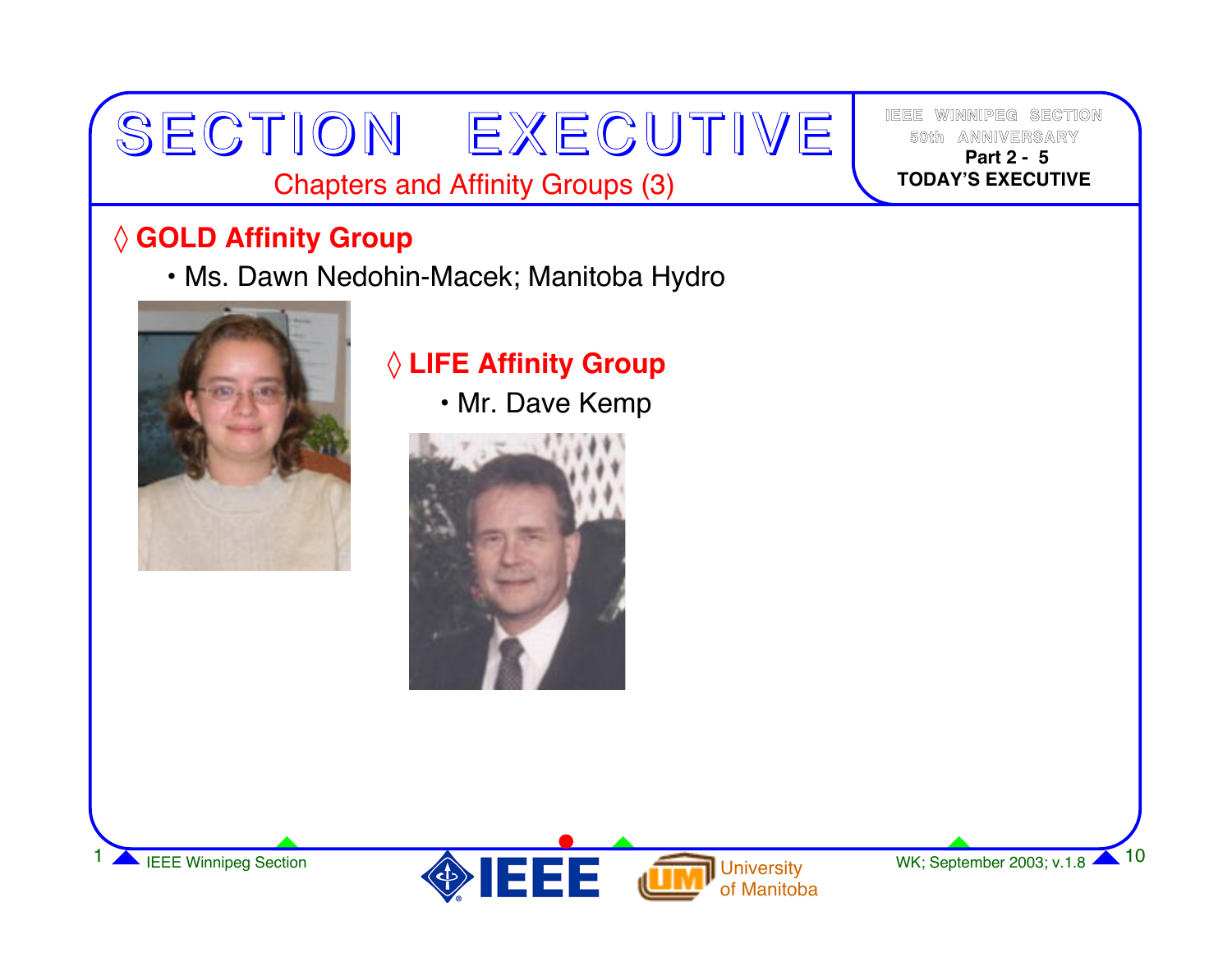# SECTION EXECUTIVE

## Chapters and Affinity Groups (3)

IEEE WINNIPEG SECTION
50th ANNIVERSARY
**Part 2 - 5**
**TODAY'S EXECUTIVE**

### ◊ GOLD Affinity Group

- Ms. Dawn Nedohin-Macek; Manitoba Hydro

### ◊ LIFE Affinity Group

- Mr. Dave Kemp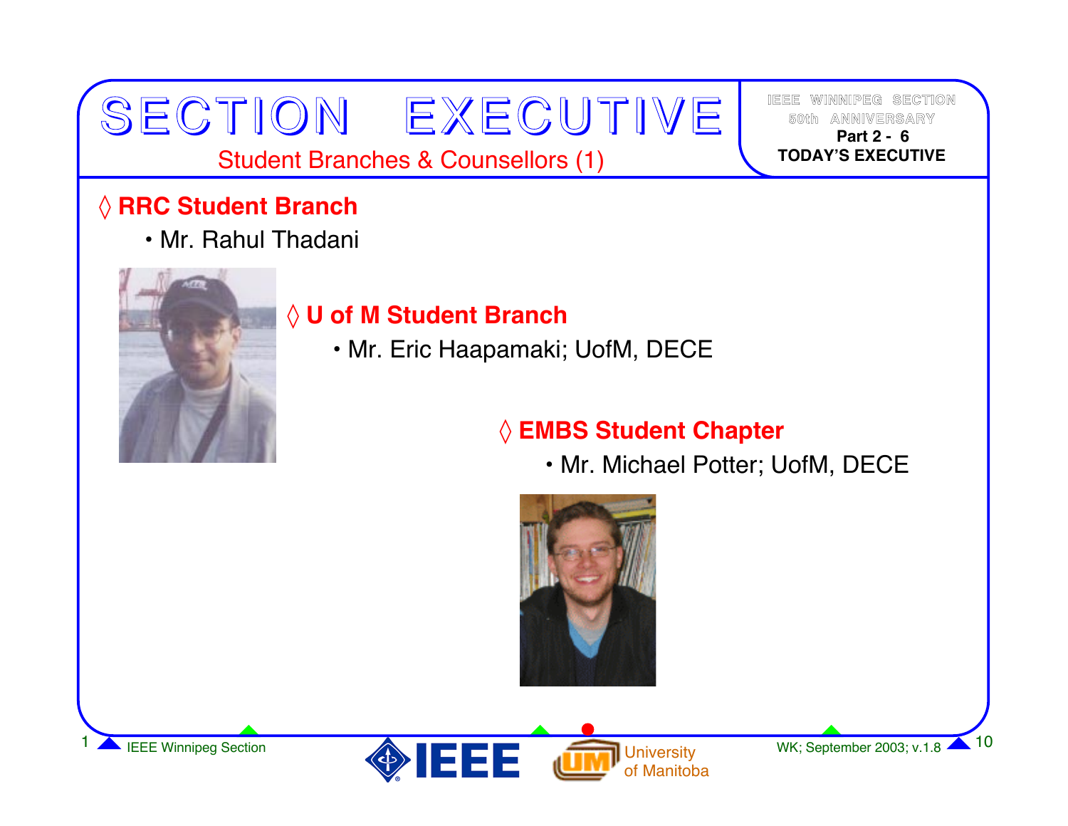# SECTION EXECUTIVE

## Student Branches & Counsellors (1)

IEEE WINNIPEG SECTION 50th ANNIVERSARY
**Part 2 - 6**
**TODAY'S EXECUTIVE**

### ◊ RRC Student Branch

- Mr. Rahul Thadani

### ◊ U of M Student Branch

- Mr. Eric Haapamaki; UofM, DECE

### ◊ EMBS Student Chapter

- Mr. Michael Potter; UofM, DECE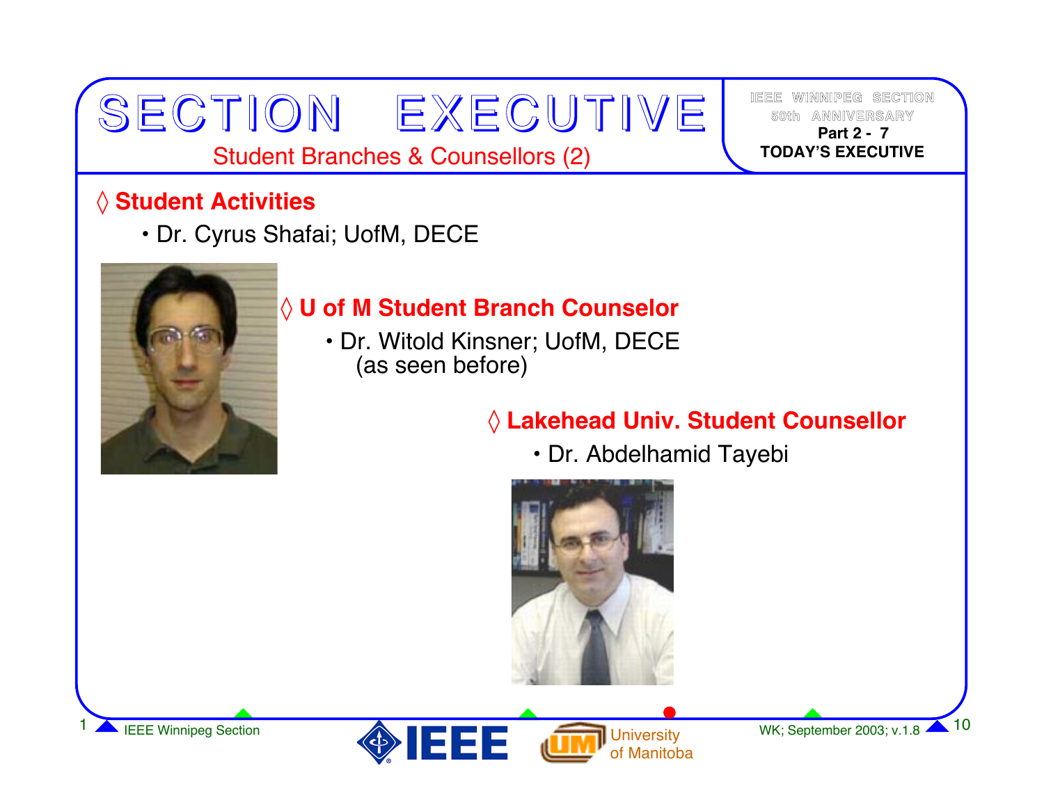# SECTION EXECUTIVE

## Student Branches & Counsellors (2)

IEEE WINNIPEG SECTION
50th ANNIVERSARY
**Part 2 - 7**
**TODAY'S EXECUTIVE**

### ◊ Student Activities

- Dr. Cyrus Shafai; UofM, DECE

### ◊ U of M Student Branch Counselor

- Dr. Witold Kinsner; UofM, DECE
  (as seen before)

### ◊ Lakehead Univ. Student Counsellor

- Dr. Abdelhamid Tayebi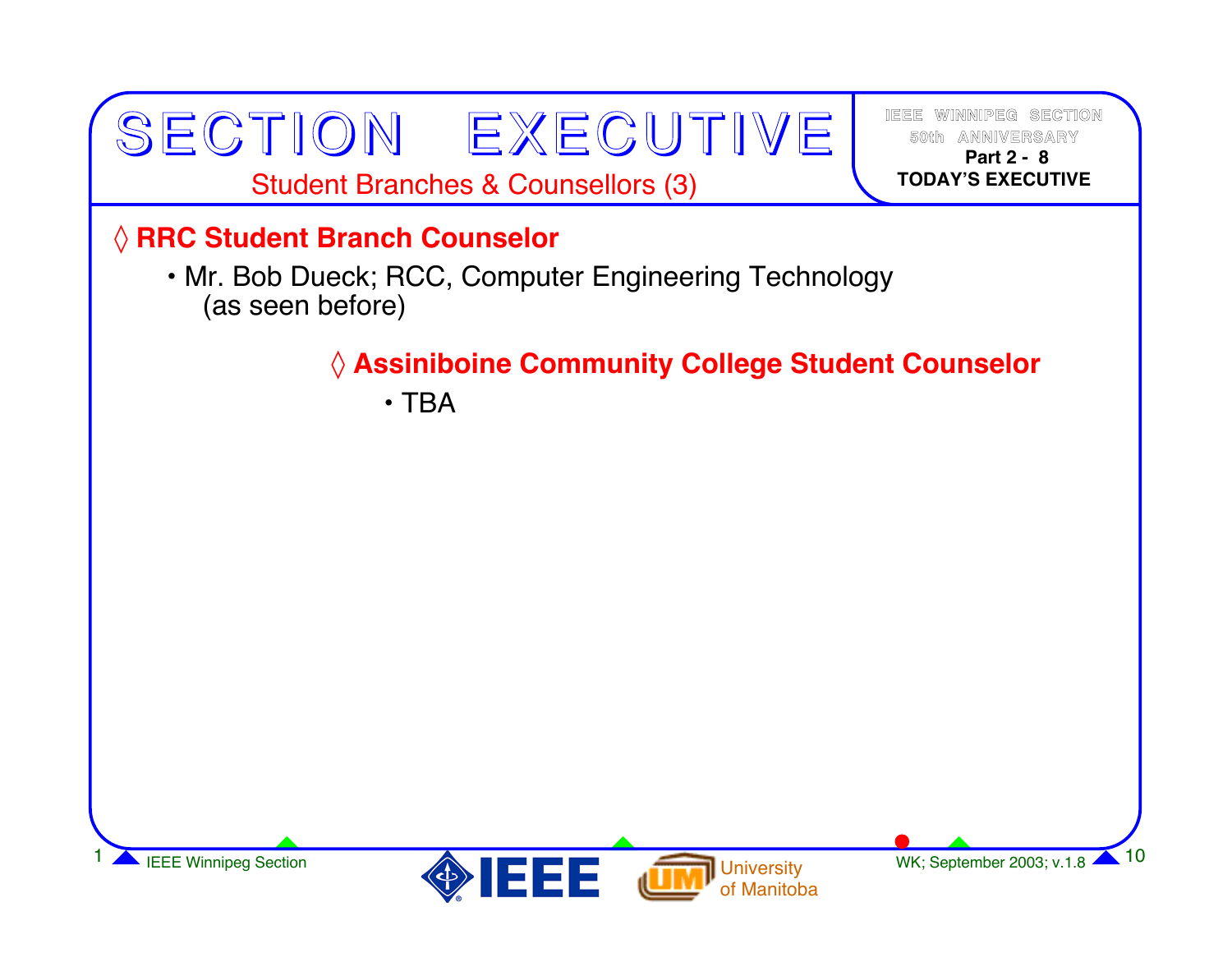# SECTION EXECUTIVE

## Student Branches & Counsellors (3)

IEEE WINNIPEG SECTION
50th ANNIVERSARY
**Part 2 - 8**
**TODAY'S EXECUTIVE**

### ◊ RRC Student Branch Counselor

- Mr. Bob Dueck; RCC, Computer Engineering Technology (as seen before)

### ◊ Assiniboine Community College Student Counselor

- TBA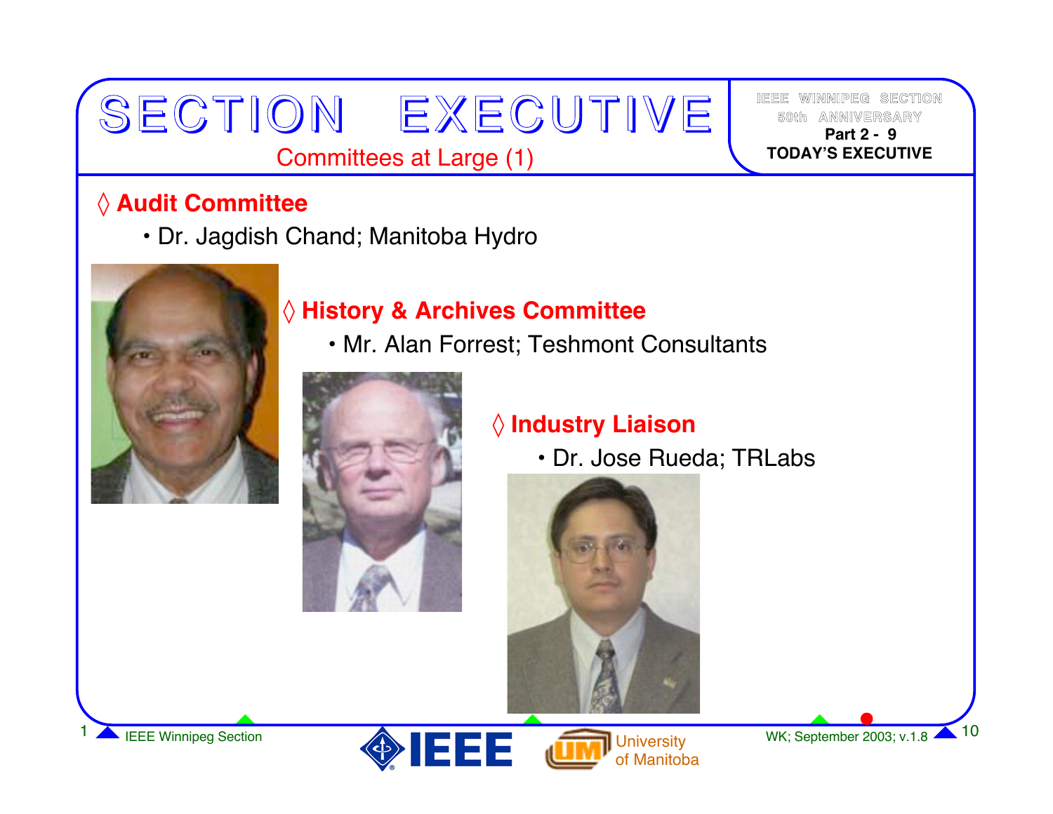# SECTION EXECUTIVE

## Committees at Large (1)

### ◊ Audit Committee

- Dr. Jagdish Chand; Manitoba Hydro

### ◊ History & Archives Committee

- Mr. Alan Forrest; Teshmont Consultants

### ◊ Industry Liaison

- Dr. Jose Rueda; TRLabs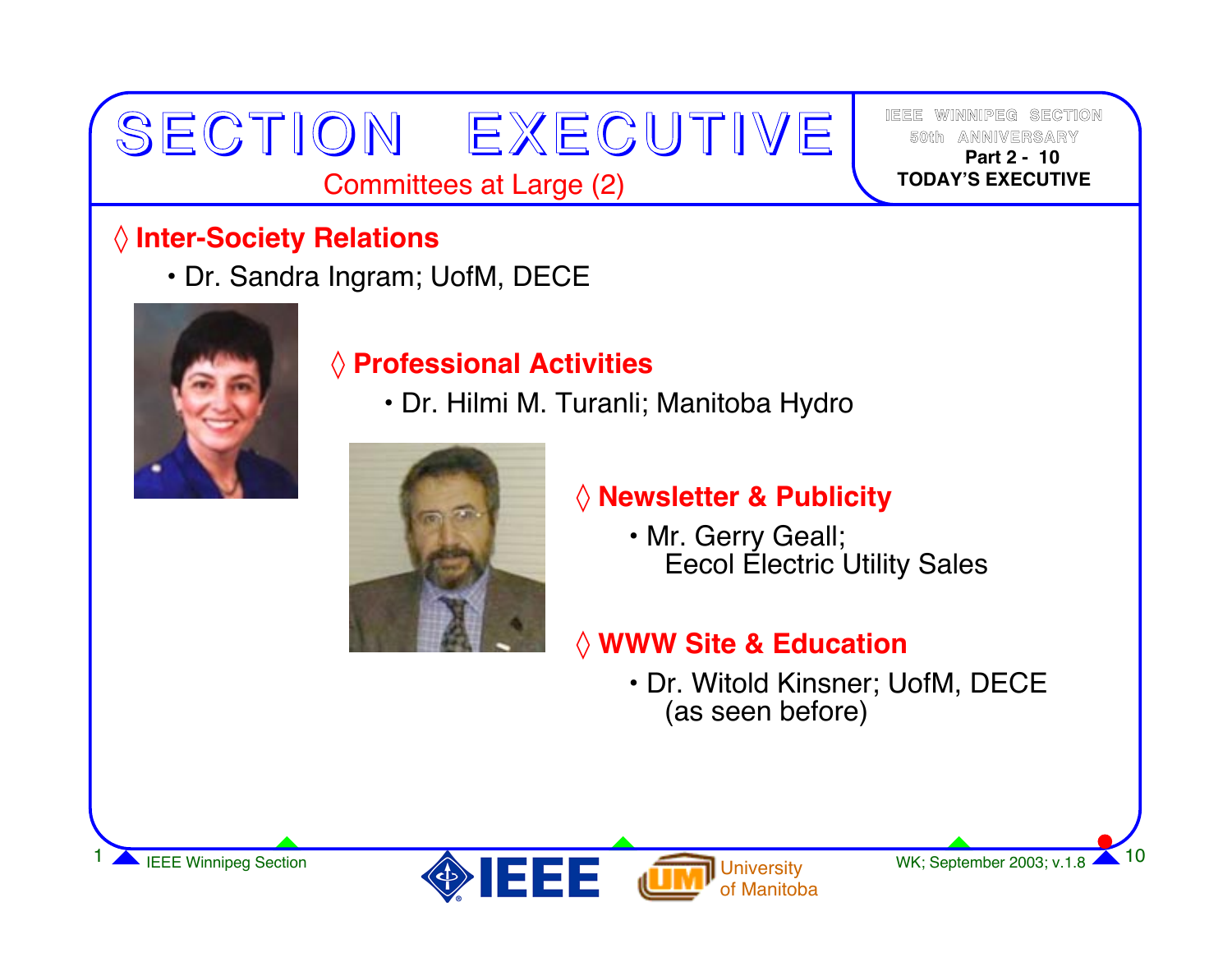# SECTION EXECUTIVE

## Committees at Large (2)

◊ **Inter-Society Relations**

- Dr. Sandra Ingram; UofM, DECE

◊ **Professional Activities**

- Dr. Hilmi M. Turanli; Manitoba Hydro

◊ **Newsletter & Publicity**

- Mr. Gerry Geall;
  Eecol Electric Utility Sales

◊ **WWW Site & Education**

- Dr. Witold Kinsner; UofM, DECE
  (as seen before)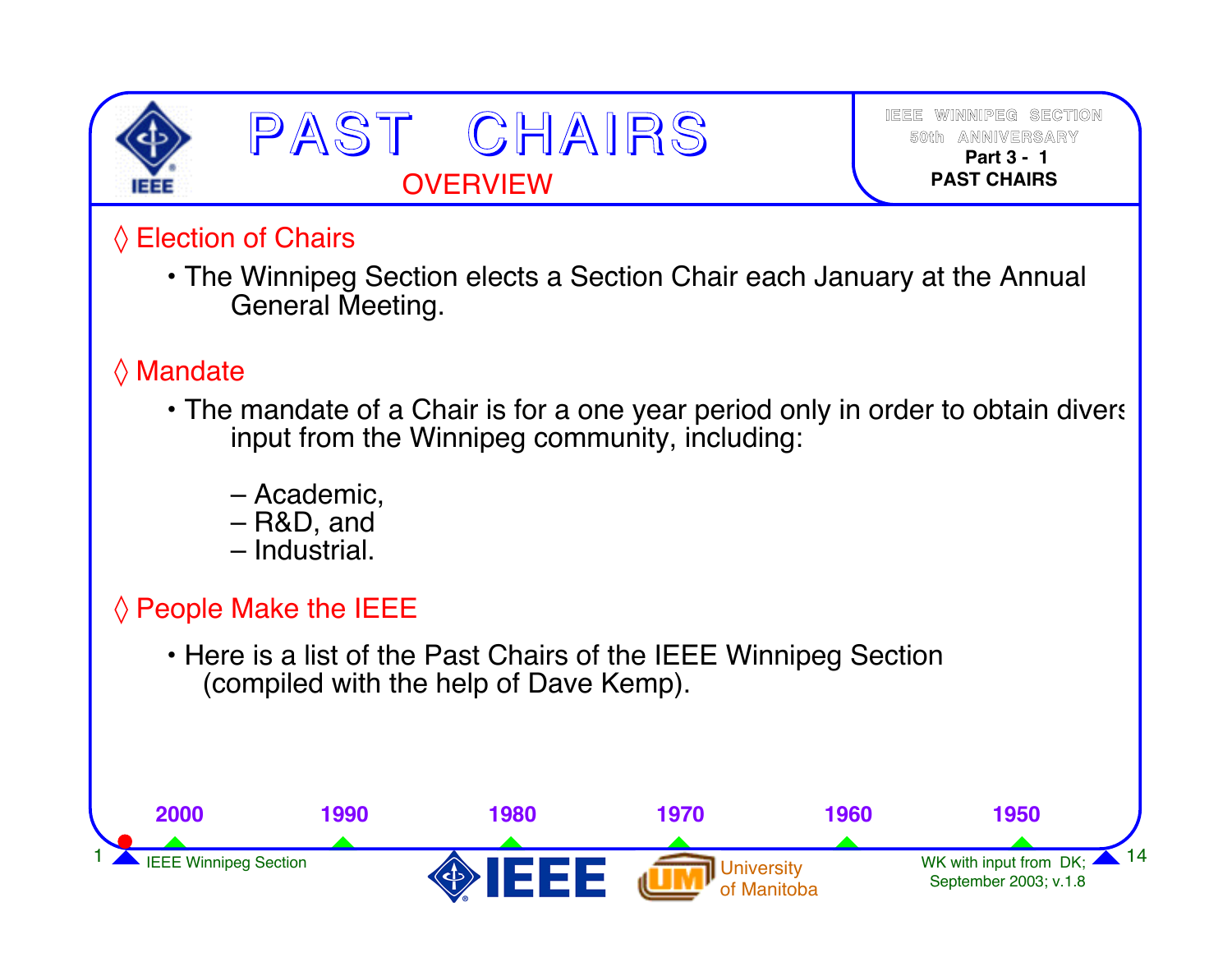# PAST CHAIRS

## OVERVIEW

◊ Election of Chairs

- The Winnipeg Section elects a Section Chair each January at the Annual General Meeting.

◊ Mandate

- The mandate of a Chair is for a one year period only in order to obtain divers input from the Winnipeg community, including:
  - – Academic,
  - – R&D, and
  - – Industrial.

◊ People Make the IEEE

- Here is a list of the Past Chairs of the IEEE Winnipeg Section (compiled with the help of Dave Kemp).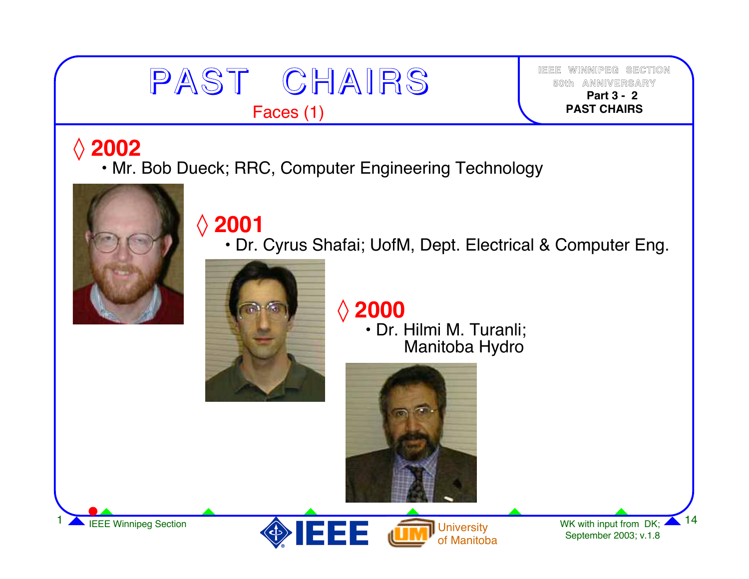# PAST CHAIRS

Faces (1)

IEEE WINNIPEG SECTION
50th ANNIVERSARY
**Part 3 - 2**
**PAST CHAIRS**

## ◊ 2002

- Mr. Bob Dueck; RRC, Computer Engineering Technology

## ◊ 2001

- Dr. Cyrus Shafai; UofM, Dept. Electrical & Computer Eng.

## ◊ 2000

- Dr. Hilmi M. Turanli; Manitoba Hydro

IEEE Winnipeg Section

University of Manitoba

WK with input from DK; September 2003; v.1.8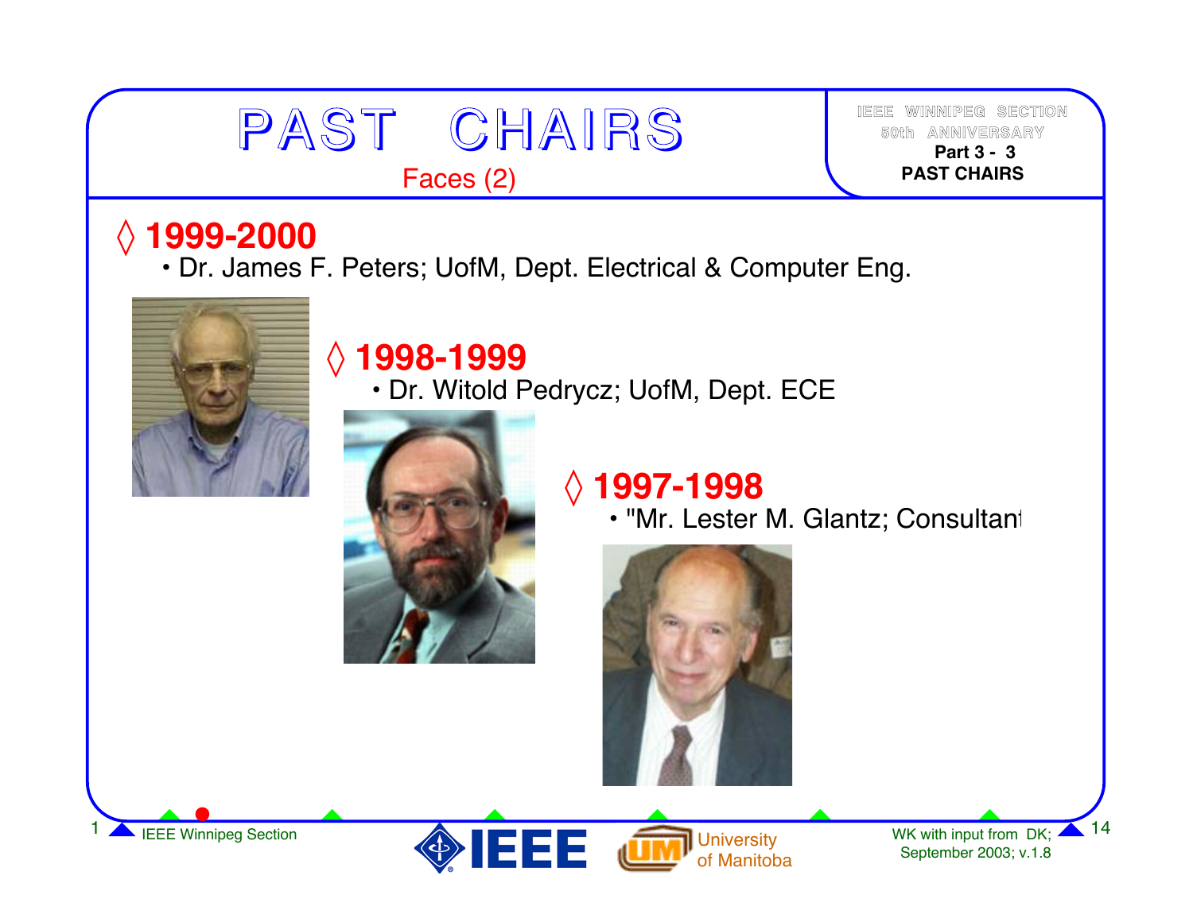# PAST CHAIRS

## Faces (2)

IEEE WINNIPEG SECTION
50th ANNIVERSARY
**Part 3 - 3**
**PAST CHAIRS**

### ◊ 1999-2000

- Dr. James F. Peters; UofM, Dept. Electrical & Computer Eng.

### ◊ 1998-1999

- Dr. Witold Pedrycz; UofM, Dept. ECE

### ◊ 1997-1998

- "Mr. Lester M. Glantz; Consultant

IEEE Winnipeg Section

WK with input from DK; September 2003; v.1.8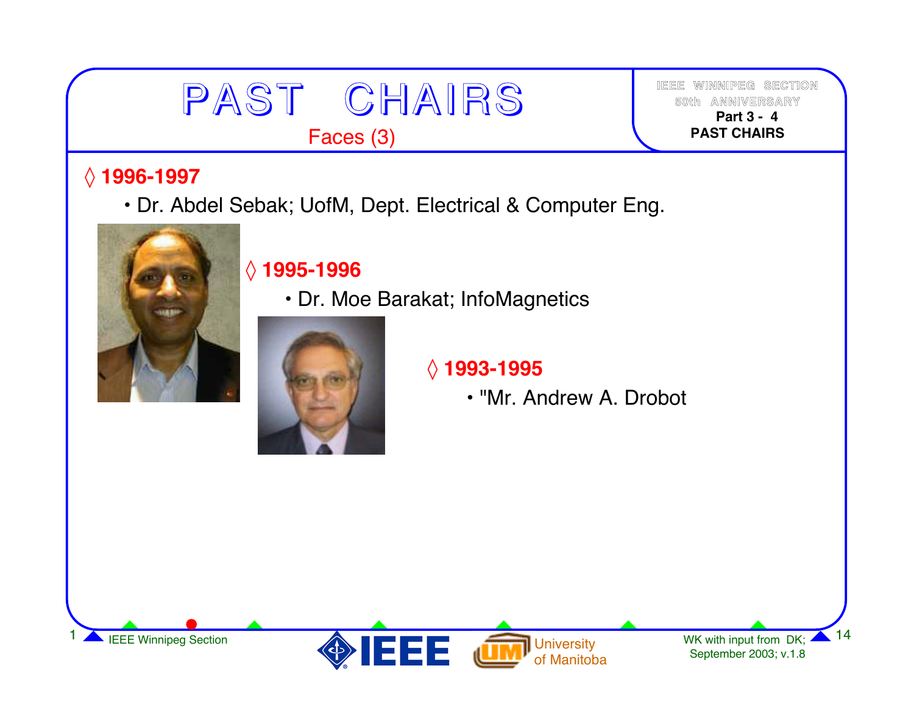# PAST CHAIRS

## Faces (3)

IEEE WINNIPEG SECTION
50th ANNIVERSARY
**Part 3 - 4**
**PAST CHAIRS**

◊ **1996-1997**

- Dr. Abdel Sebak; UofM, Dept. Electrical & Computer Eng.

◊ **1995-1996**

- Dr. Moe Barakat; InfoMagnetics

◊ **1993-1995**

- "Mr. Andrew A. Drobot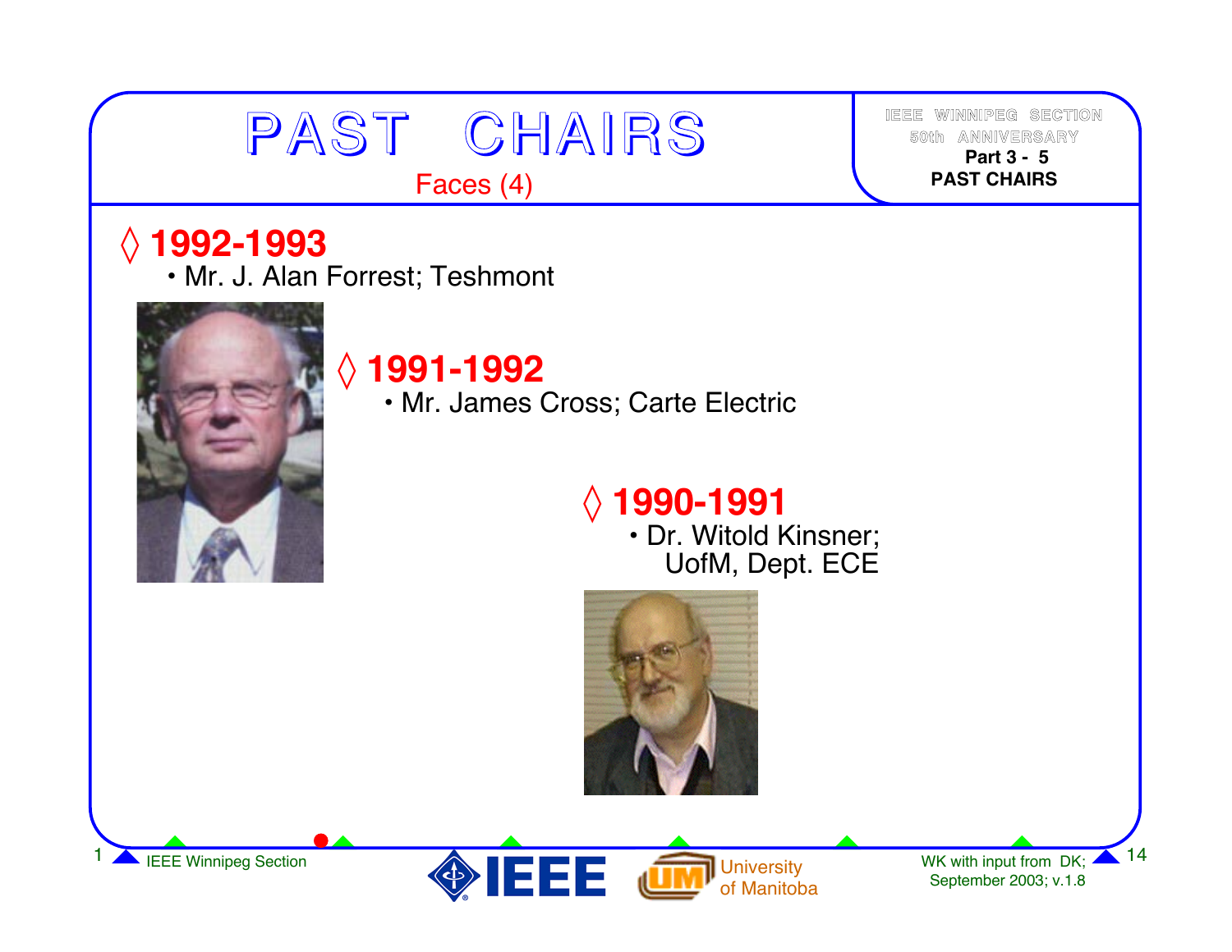# PAST CHAIRS

Faces (4)

◊ **1992-1993**
- Mr. J. Alan Forrest; Teshmont

◊ **1991-1992**
- Mr. James Cross; Carte Electric

◊ **1990-1991**
- Dr. Witold Kinsner; UofM, Dept. ECE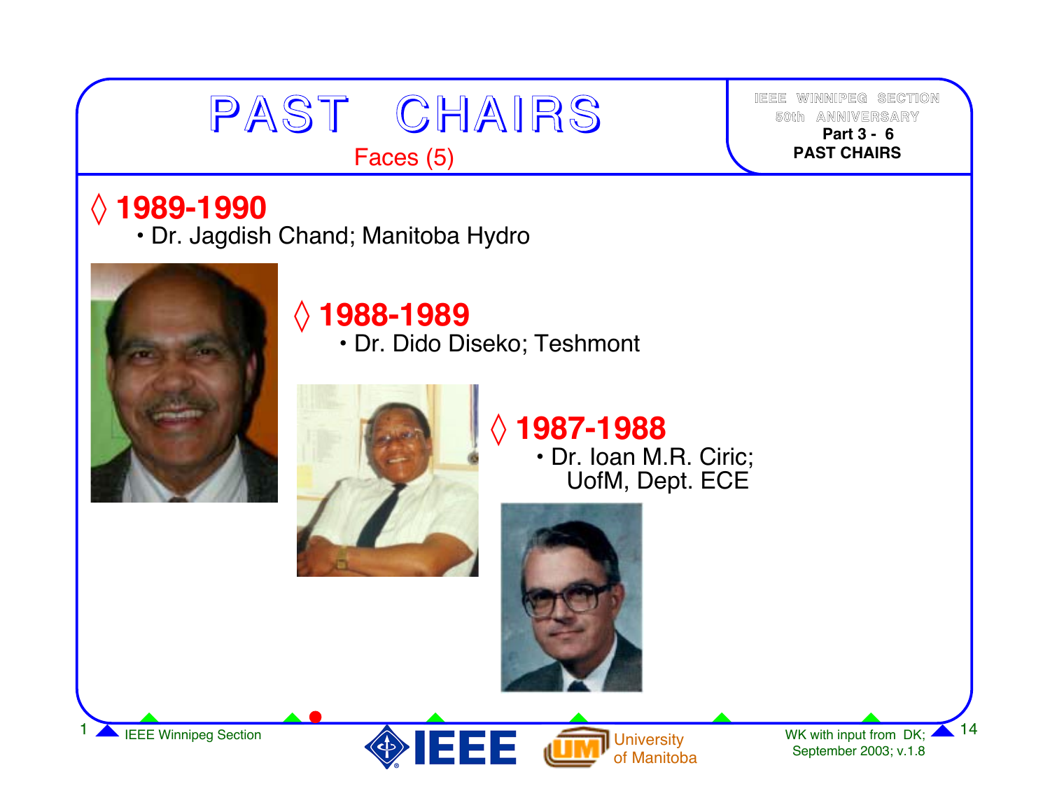# PAST CHAIRS

## Faces (5)

### ◊ 1989-1990

- Dr. Jagdish Chand; Manitoba Hydro

### ◊ 1988-1989

- Dr. Dido Diseko; Teshmont

### ◊ 1987-1988

- Dr. Ioan M.R. Ciric; UofM, Dept. ECE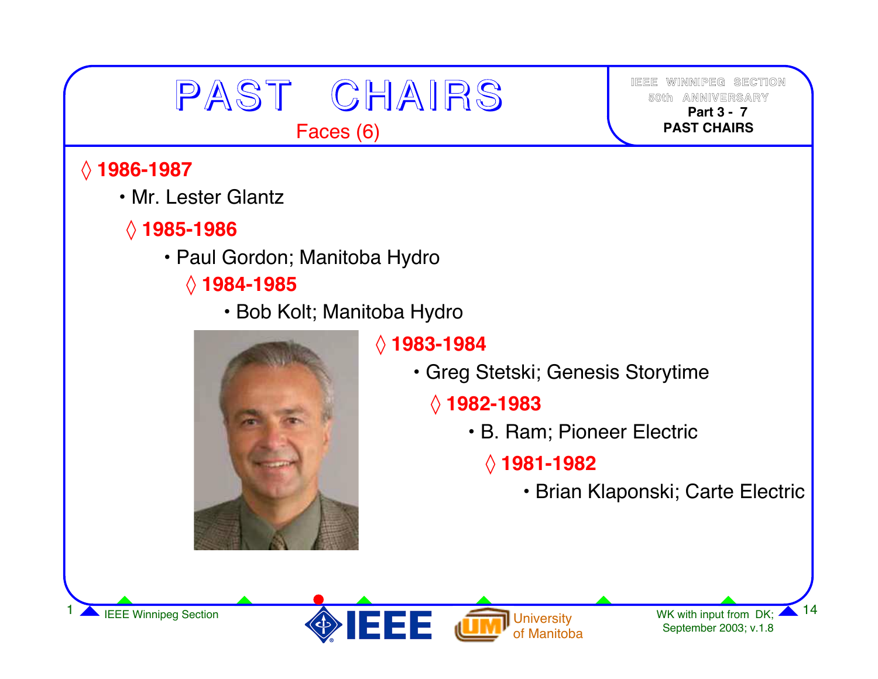# PAST CHAIRS

## Faces (6)

IEEE WINNIPEG SECTION
50th ANNIVERSARY
**Part 3 - 7**
**PAST CHAIRS**

◊ **1986-1987**

- Mr. Lester Glantz

◊ **1985-1986**

- Paul Gordon; Manitoba Hydro

◊ **1984-1985**

- Bob Kolt; Manitoba Hydro

◊ **1983-1984**

- Greg Stetski; Genesis Storytime

◊ **1982-1983**

- B. Ram; Pioneer Electric

◊ **1981-1982**

- Brian Klaponski; Carte Electric

IEEE Winnipeg Section

University of Manitoba

WK with input from DK; September 2003; v.1.8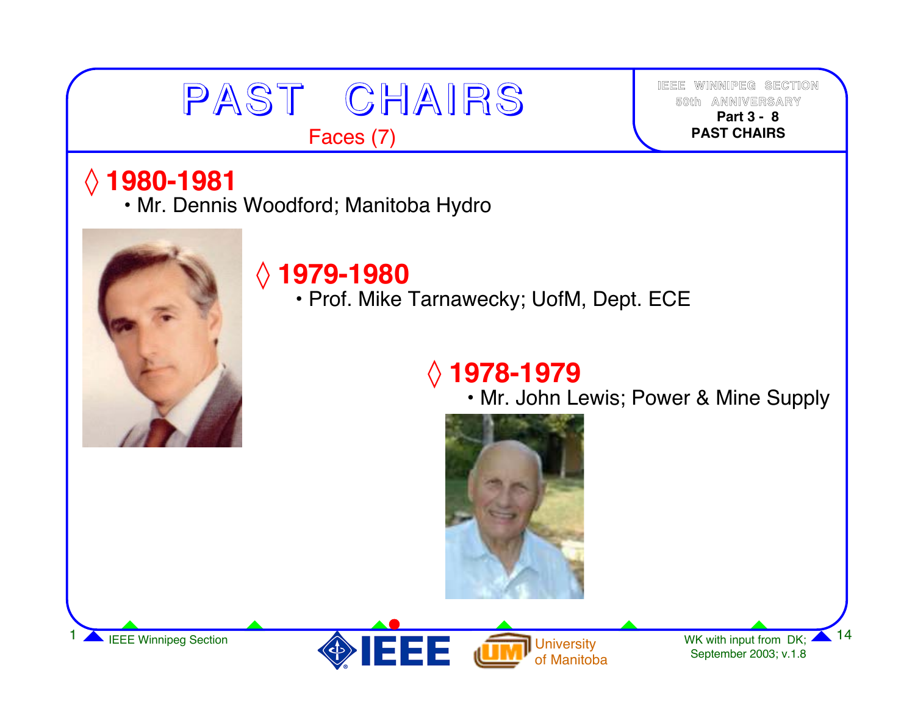# PAST CHAIRS

Faces (7)

◊ **1980-1981**

- Mr. Dennis Woodford; Manitoba Hydro

◊ **1979-1980**

- Prof. Mike Tarnawecky; UofM, Dept. ECE

◊ **1978-1979**

- Mr. John Lewis; Power & Mine Supply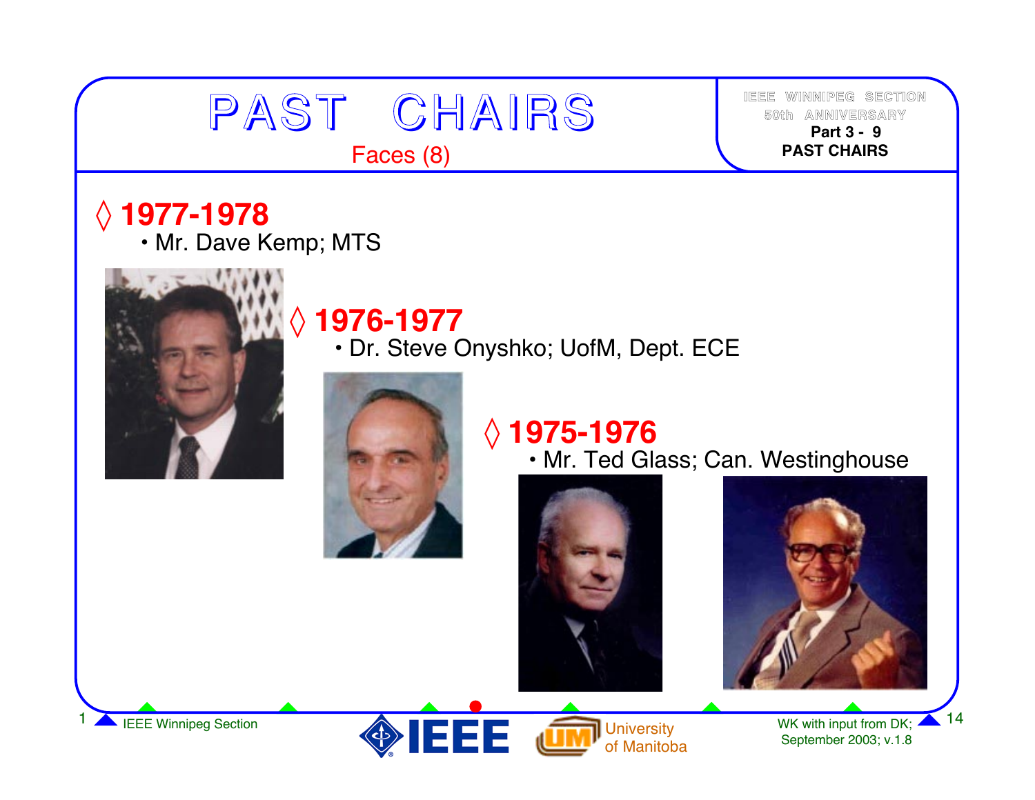# PAST CHAIRS

Faces (8)

IEEE WINNIPEG SECTION
50th ANNIVERSARY
**Part 3 - 9**
**PAST CHAIRS**

## ◊ 1977-1978

- Mr. Dave Kemp; MTS

## ◊ 1976-1977

- Dr. Steve Onyshko; UofM, Dept. ECE

## ◊ 1975-1976

- Mr. Ted Glass; Can. Westinghouse

IEEE Winnipeg Section

University of Manitoba

WK with input from DK;
September 2003; v.1.8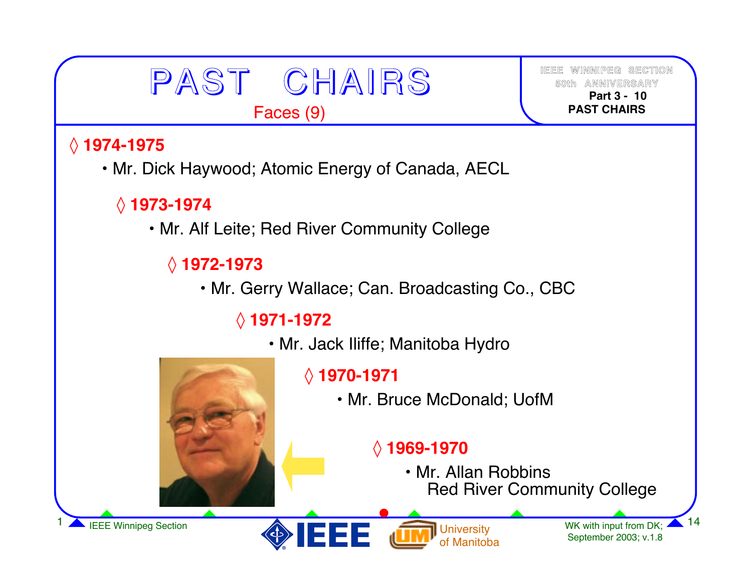# PAST CHAIRS

Faces (9)

IEEE WINNIPEG SECTION
50th ANNIVERSARY
**Part 3 - 10**
**PAST CHAIRS**

- ◊ **1974-1975**
  - Mr. Dick Haywood; Atomic Energy of Canada, AECL
- ◊ **1973-1974**
  - Mr. Alf Leite; Red River Community College
- ◊ **1972-1973**
  - Mr. Gerry Wallace; Can. Broadcasting Co., CBC
- ◊ **1971-1972**
  - Mr. Jack Iliffe; Manitoba Hydro
- ◊ **1970-1971**
  - Mr. Bruce McDonald; UofM
- ◊ **1969-1970**
  - Mr. Allan Robbins
    Red River Community College

IEEE Winnipeg Section

University of Manitoba

WK with input from DK; September 2003; v.1.8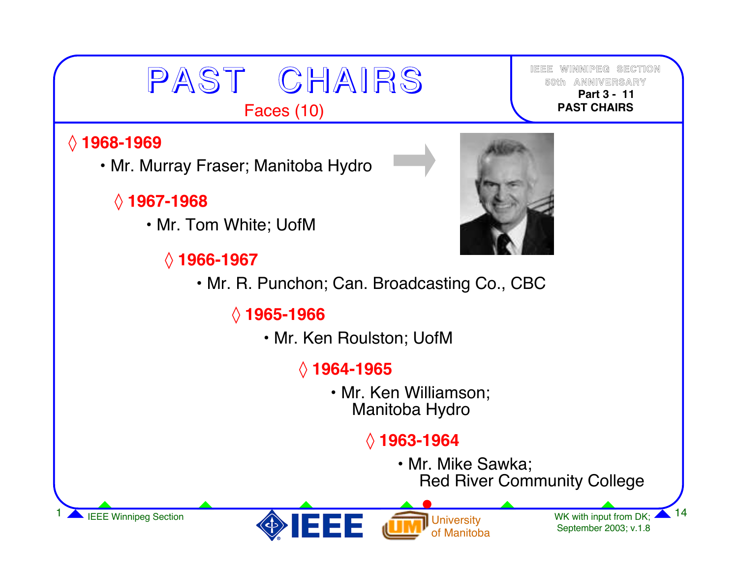# PAST CHAIRS

Faces (10)

- ◊ **1968-1969**
  - Mr. Murray Fraser; Manitoba Hydro
- ◊ **1967-1968**
  - Mr. Tom White; UofM
- ◊ **1966-1967**
  - Mr. R. Punchon; Can. Broadcasting Co., CBC
- ◊ **1965-1966**
  - Mr. Ken Roulston; UofM
- ◊ **1964-1965**
  - Mr. Ken Williamson; Manitoba Hydro
- ◊ **1963-1964**
  - Mr. Mike Sawka; Red River Community College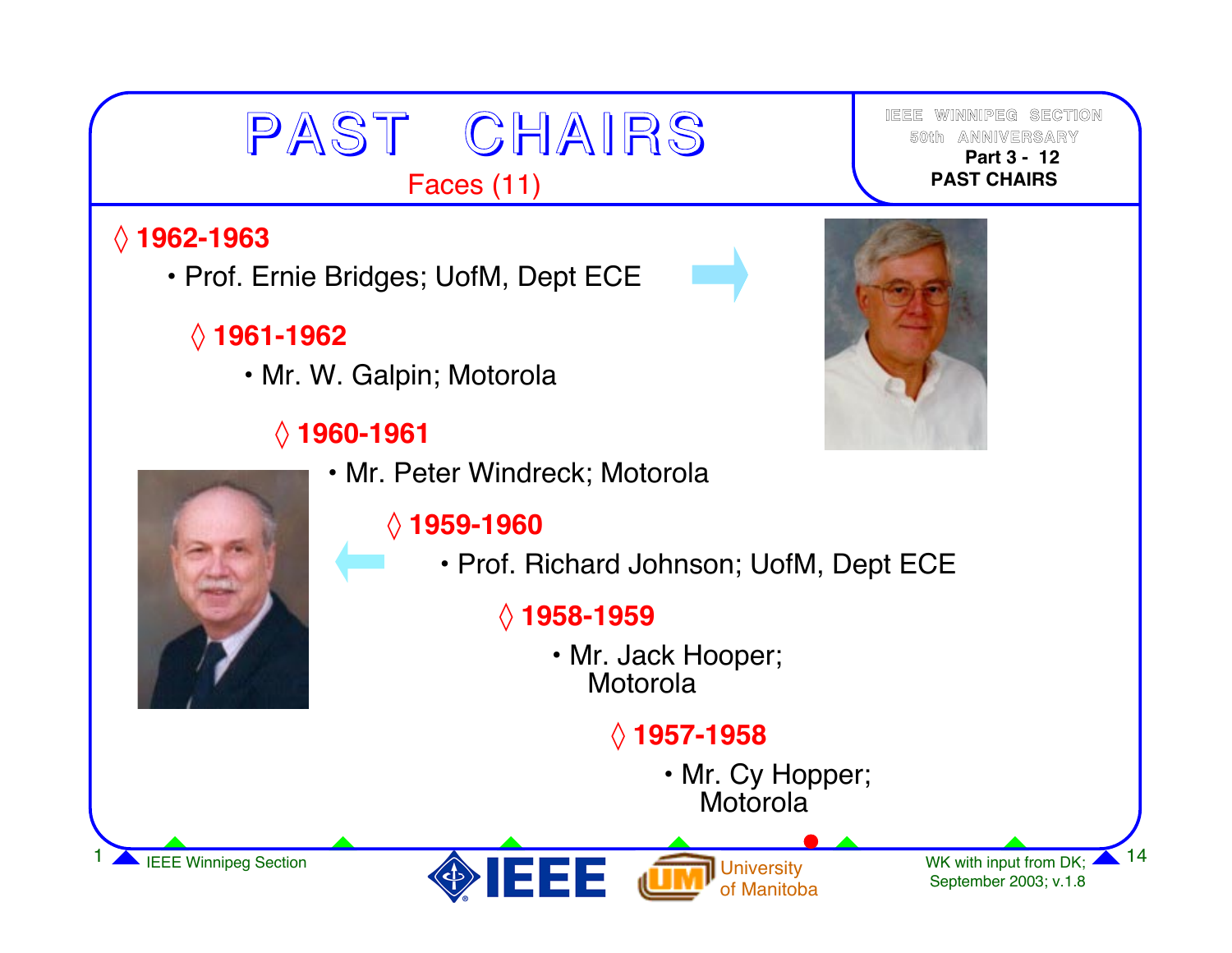# PAST CHAIRS

## Faces (11)

IEEE WINNIPEG SECTION
50th ANNIVERSARY
**Part 3 - 12**
**PAST CHAIRS**

◊ **1962-1963**

- Prof. Ernie Bridges; UofM, Dept ECE

◊ **1961-1962**

- Mr. W. Galpin; Motorola

◊ **1960-1961**

- Mr. Peter Windreck; Motorola

◊ **1959-1960**

- Prof. Richard Johnson; UofM, Dept ECE

◊ **1958-1959**

- Mr. Jack Hooper; Motorola

◊ **1957-1958**

- Mr. Cy Hopper; Motorola

IEEE Winnipeg Section

IEEE

University of Manitoba

WK with input from DK; September 2003; v.1.8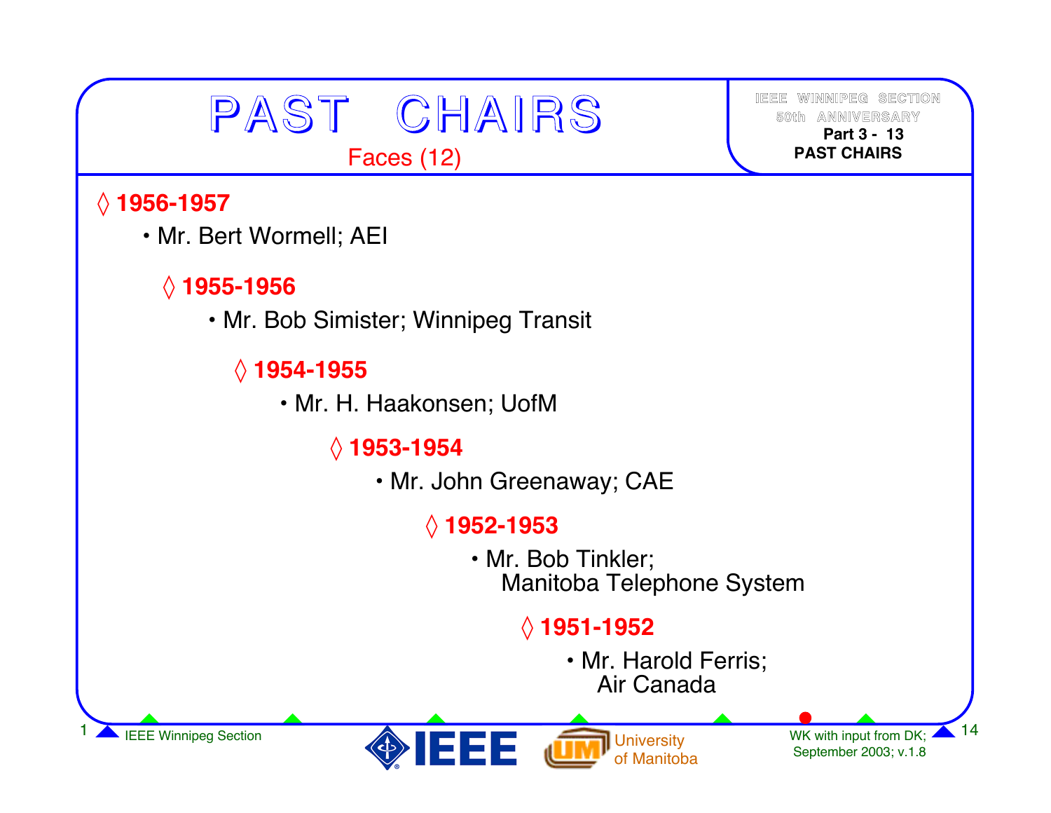# PAST CHAIRS

Faces (12)

IEEE WINNIPEG SECTION
50th ANNIVERSARY
**Part 3 - 13**
**PAST CHAIRS**

◊ **1956-1957**

- Mr. Bert Wormell; AEI

◊ **1955-1956**

- Mr. Bob Simister; Winnipeg Transit

◊ **1954-1955**

- Mr. H. Haakonsen; UofM

◊ **1953-1954**

- Mr. John Greenaway; CAE

◊ **1952-1953**

- Mr. Bob Tinkler; Manitoba Telephone System

◊ **1951-1952**

- Mr. Harold Ferris; Air Canada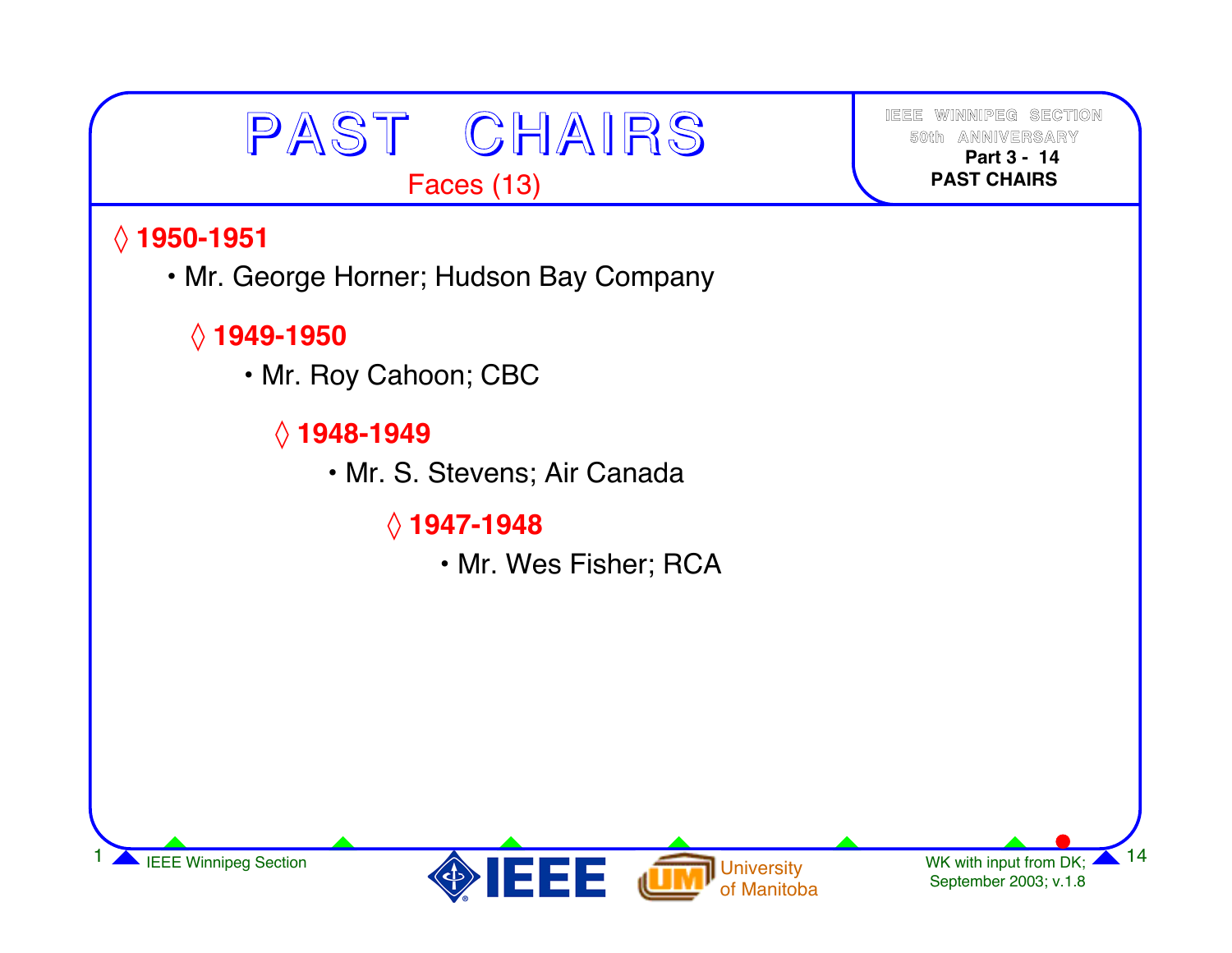# PAST CHAIRS

Faces (13)

◊ **1950-1951**

- Mr. George Horner; Hudson Bay Company

◊ **1949-1950**

- Mr. Roy Cahoon; CBC

◊ **1948-1949**

- Mr. S. Stevens; Air Canada

◊ **1947-1948**

- Mr. Wes Fisher; RCA